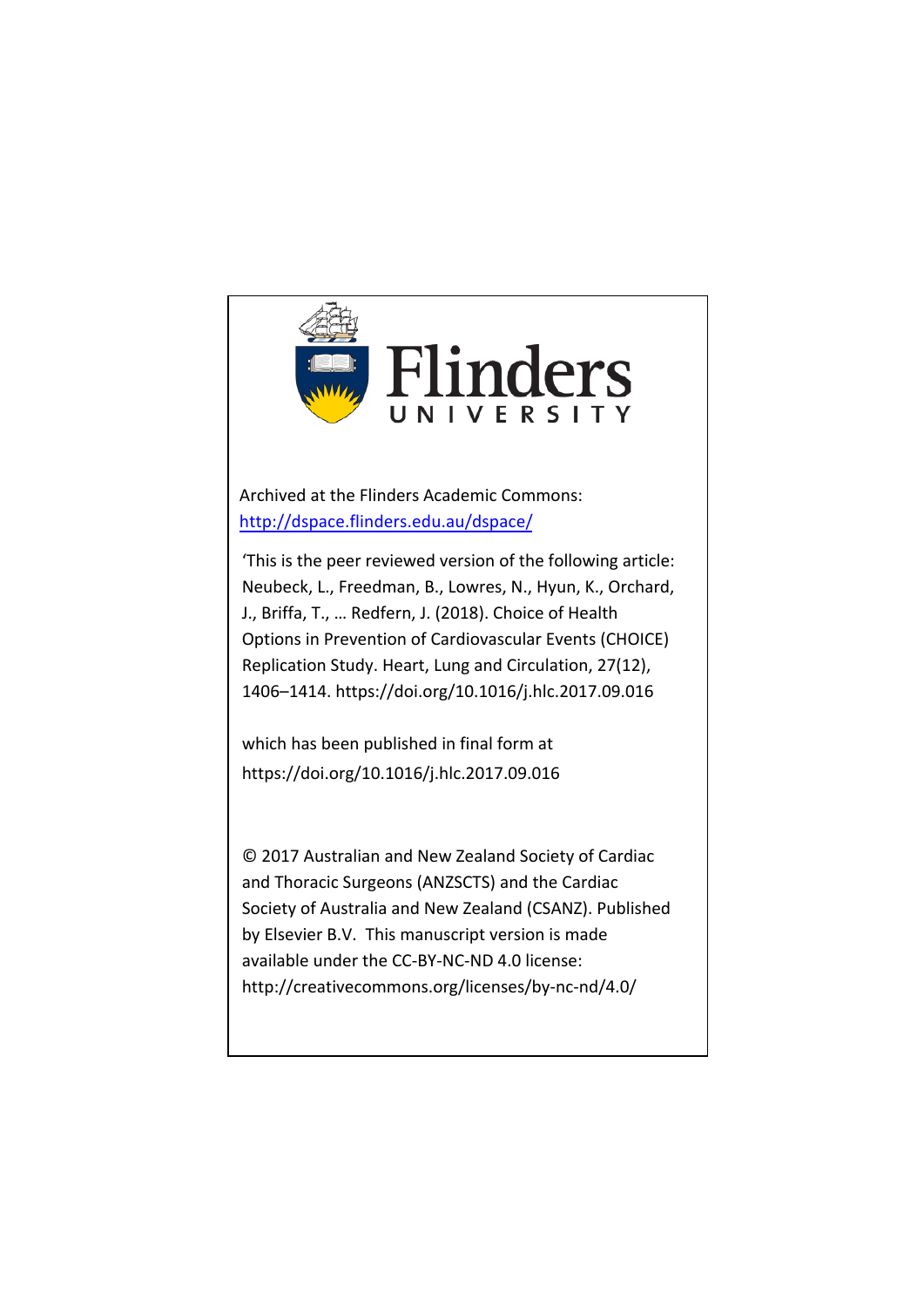Flinders UNIVERSITY

Archived at the Flinders Academic Commons:
http://dspace.flinders.edu.au/dspace/

'This is the peer reviewed version of the following article: Neubeck, L., Freedman, B., Lowres, N., Hyun, K., Orchard, J., Briffa, T., … Redfern, J. (2018). Choice of Health Options in Prevention of Cardiovascular Events (CHOICE) Replication Study. Heart, Lung and Circulation, 27(12), 1406–1414. https://doi.org/10.1016/j.hlc.2017.09.016

which has been published in final form at
https://doi.org/10.1016/j.hlc.2017.09.016

© 2017 Australian and New Zealand Society of Cardiac and Thoracic Surgeons (ANZSCTS) and the Cardiac Society of Australia and New Zealand (CSANZ). Published by Elsevier B.V. This manuscript version is made available under the CC-BY-NC-ND 4.0 license:
http://creativecommons.org/licenses/by-nc-nd/4.0/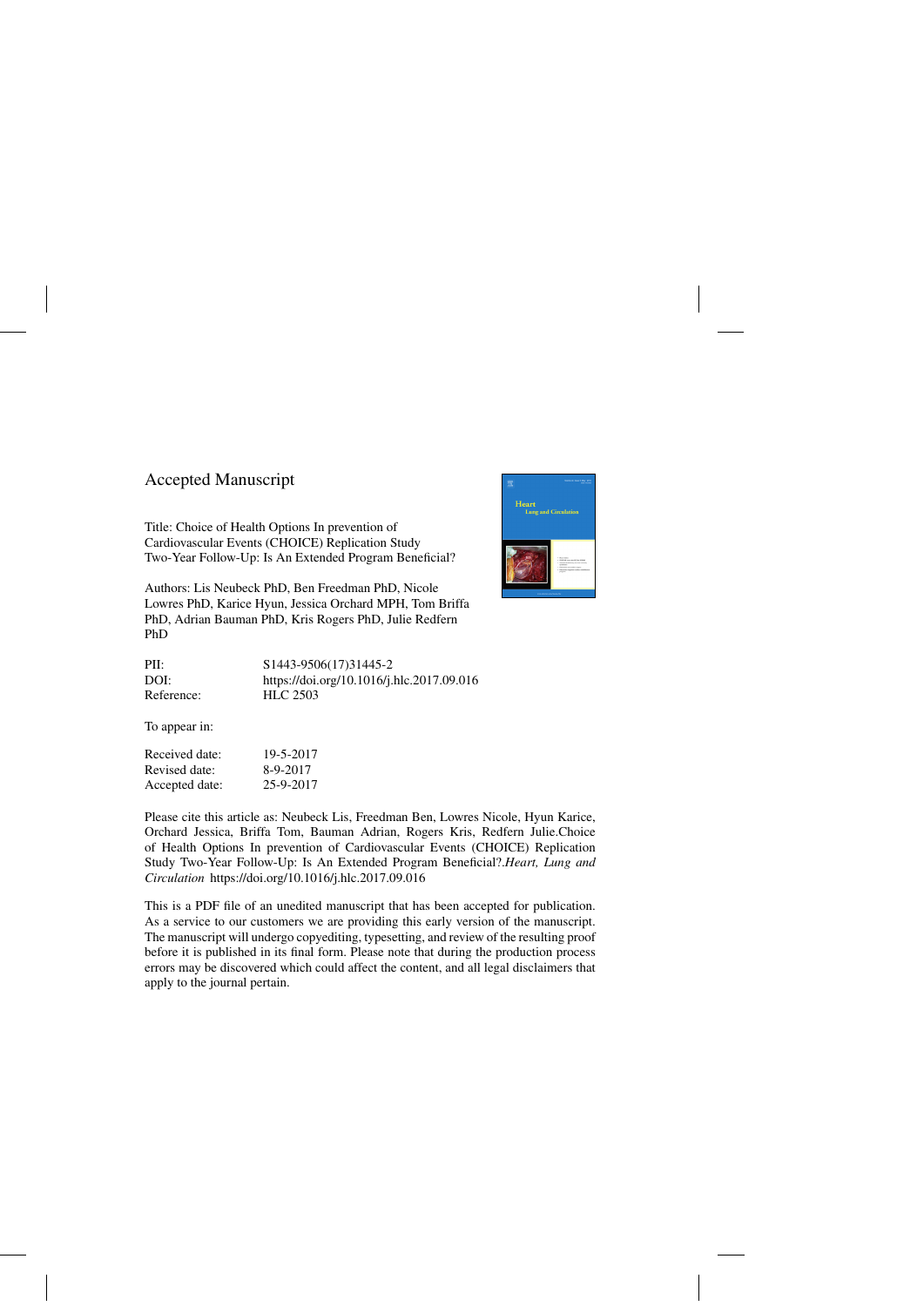Accepted Manuscript

Title: Choice of Health Options In prevention of Cardiovascular Events (CHOICE) Replication Study Two-Year Follow-Up: Is An Extended Program Beneficial?

Authors: Lis Neubeck PhD, Ben Freedman PhD, Nicole Lowres PhD, Karice Hyun, Jessica Orchard MPH, Tom Briffa PhD, Adrian Bauman PhD, Kris Rogers PhD, Julie Redfern PhD

| | |
|---|---|
| PII: | S1443-9506(17)31445-2 |
| DOI: | https://doi.org/10.1016/j.hlc.2017.09.016 |
| Reference: | HLC 2503 |

To appear in:

| | |
|---|---|
| Received date: | 19-5-2017 |
| Revised date: | 8-9-2017 |
| Accepted date: | 25-9-2017 |

Please cite this article as: Neubeck Lis, Freedman Ben, Lowres Nicole, Hyun Karice, Orchard Jessica, Briffa Tom, Bauman Adrian, Rogers Kris, Redfern Julie.Choice of Health Options In prevention of Cardiovascular Events (CHOICE) Replication Study Two-Year Follow-Up: Is An Extended Program Beneficial?.*Heart, Lung and Circulation* https://doi.org/10.1016/j.hlc.2017.09.016

This is a PDF file of an unedited manuscript that has been accepted for publication. As a service to our customers we are providing this early version of the manuscript. The manuscript will undergo copyediting, typesetting, and review of the resulting proof before it is published in its final form. Please note that during the production process errors may be discovered which could affect the content, and all legal disclaimers that apply to the journal pertain.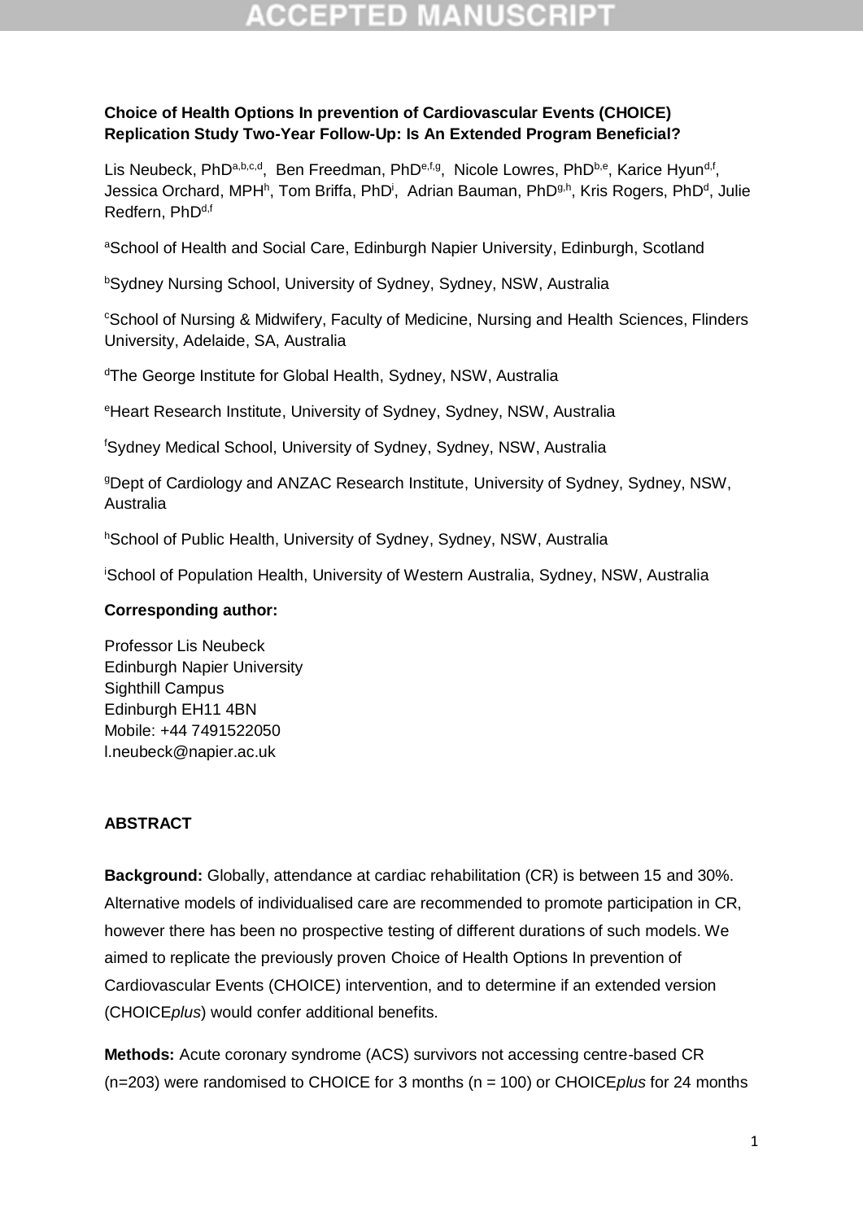**Choice of Health Options In prevention of Cardiovascular Events (CHOICE) Replication Study Two-Year Follow-Up: Is An Extended Program Beneficial?**

Lis Neubeck, PhD[a,b,c,d], Ben Freedman, PhD[e,f,g], Nicole Lowres, PhD[b,e], Karice Hyun[d,f], Jessica Orchard, MPH[h], Tom Briffa, PhD[i], Adrian Bauman, PhD[g,h], Kris Rogers, PhD[d], Julie Redfern, PhD[d,f]

[a]School of Health and Social Care, Edinburgh Napier University, Edinburgh, Scotland

[b]Sydney Nursing School, University of Sydney, Sydney, NSW, Australia

[c]School of Nursing & Midwifery, Faculty of Medicine, Nursing and Health Sciences, Flinders University, Adelaide, SA, Australia

[d]The George Institute for Global Health, Sydney, NSW, Australia

[e]Heart Research Institute, University of Sydney, Sydney, NSW, Australia

[f]Sydney Medical School, University of Sydney, Sydney, NSW, Australia

[g]Dept of Cardiology and ANZAC Research Institute, University of Sydney, Sydney, NSW, Australia

[h]School of Public Health, University of Sydney, Sydney, NSW, Australia

[i]School of Population Health, University of Western Australia, Sydney, NSW, Australia

**Corresponding author:**

Professor Lis Neubeck
Edinburgh Napier University
Sighthill Campus
Edinburgh EH11 4BN
Mobile: +44 7491522050
l.neubeck@napier.ac.uk

**ABSTRACT**

**Background:** Globally, attendance at cardiac rehabilitation (CR) is between 15 and 30%. Alternative models of individualised care are recommended to promote participation in CR, however there has been no prospective testing of different durations of such models. We aimed to replicate the previously proven Choice of Health Options In prevention of Cardiovascular Events (CHOICE) intervention, and to determine if an extended version (CHOICE*plus*) would confer additional benefits.

**Methods:** Acute coronary syndrome (ACS) survivors not accessing centre-based CR (n=203) were randomised to CHOICE for 3 months (n = 100) or CHOICE*plus* for 24 months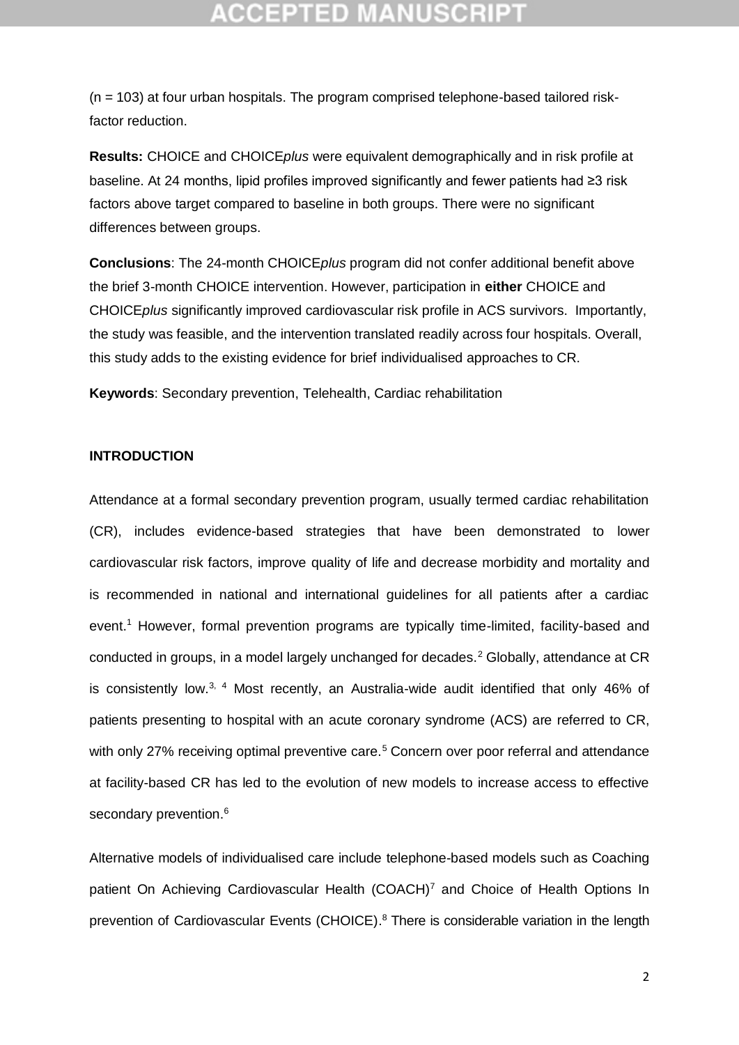(n = 103) at four urban hospitals. The program comprised telephone-based tailored risk-factor reduction.

**Results:** CHOICE and CHOICE*plus* were equivalent demographically and in risk profile at baseline. At 24 months, lipid profiles improved significantly and fewer patients had ≥3 risk factors above target compared to baseline in both groups. There were no significant differences between groups.

**Conclusions**: The 24-month CHOICE*plus* program did not confer additional benefit above the brief 3-month CHOICE intervention. However, participation in **either** CHOICE and CHOICE*plus* significantly improved cardiovascular risk profile in ACS survivors. Importantly, the study was feasible, and the intervention translated readily across four hospitals. Overall, this study adds to the existing evidence for brief individualised approaches to CR.

**Keywords**: Secondary prevention, Telehealth, Cardiac rehabilitation

## INTRODUCTION

Attendance at a formal secondary prevention program, usually termed cardiac rehabilitation (CR), includes evidence-based strategies that have been demonstrated to lower cardiovascular risk factors, improve quality of life and decrease morbidity and mortality and is recommended in national and international guidelines for all patients after a cardiac event.[1] However, formal prevention programs are typically time-limited, facility-based and conducted in groups, in a model largely unchanged for decades.[2] Globally, attendance at CR is consistently low.[3, 4] Most recently, an Australia-wide audit identified that only 46% of patients presenting to hospital with an acute coronary syndrome (ACS) are referred to CR, with only 27% receiving optimal preventive care.[5] Concern over poor referral and attendance at facility-based CR has led to the evolution of new models to increase access to effective secondary prevention.[6]

Alternative models of individualised care include telephone-based models such as Coaching patient On Achieving Cardiovascular Health (COACH)[7] and Choice of Health Options In prevention of Cardiovascular Events (CHOICE).[8] There is considerable variation in the length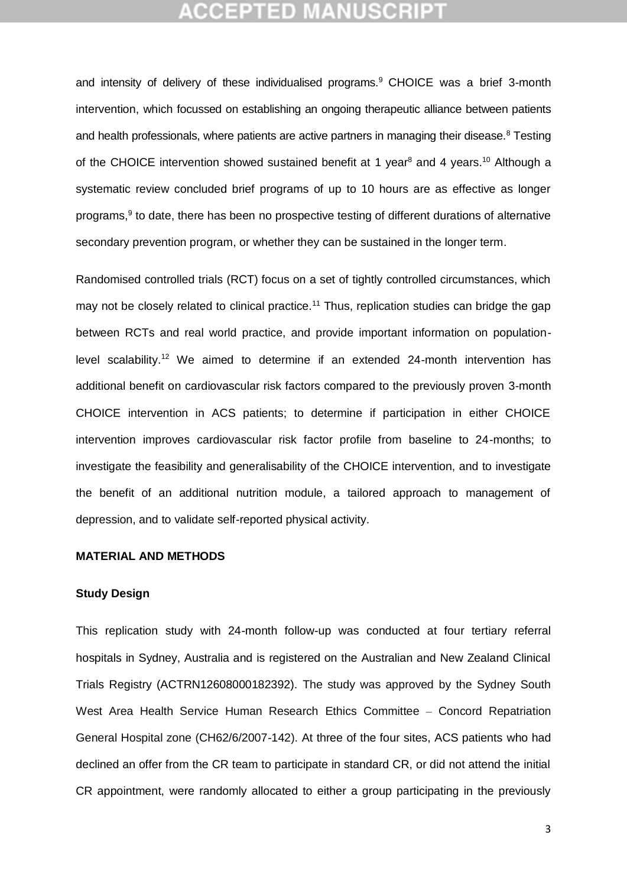and intensity of delivery of these individualised programs.[9] CHOICE was a brief 3-month intervention, which focussed on establishing an ongoing therapeutic alliance between patients and health professionals, where patients are active partners in managing their disease.[8] Testing of the CHOICE intervention showed sustained benefit at 1 year[8] and 4 years.[10] Although a systematic review concluded brief programs of up to 10 hours are as effective as longer programs,[9] to date, there has been no prospective testing of different durations of alternative secondary prevention program, or whether they can be sustained in the longer term.

Randomised controlled trials (RCT) focus on a set of tightly controlled circumstances, which may not be closely related to clinical practice.[11] Thus, replication studies can bridge the gap between RCTs and real world practice, and provide important information on population-level scalability.[12] We aimed to determine if an extended 24-month intervention has additional benefit on cardiovascular risk factors compared to the previously proven 3-month CHOICE intervention in ACS patients; to determine if participation in either CHOICE intervention improves cardiovascular risk factor profile from baseline to 24-months; to investigate the feasibility and generalisability of the CHOICE intervention, and to investigate the benefit of an additional nutrition module, a tailored approach to management of depression, and to validate self-reported physical activity.

## MATERIAL AND METHODS

### Study Design

This replication study with 24-month follow-up was conducted at four tertiary referral hospitals in Sydney, Australia and is registered on the Australian and New Zealand Clinical Trials Registry (ACTRN12608000182392). The study was approved by the Sydney South West Area Health Service Human Research Ethics Committee – Concord Repatriation General Hospital zone (CH62/6/2007-142). At three of the four sites, ACS patients who had declined an offer from the CR team to participate in standard CR, or did not attend the initial CR appointment, were randomly allocated to either a group participating in the previously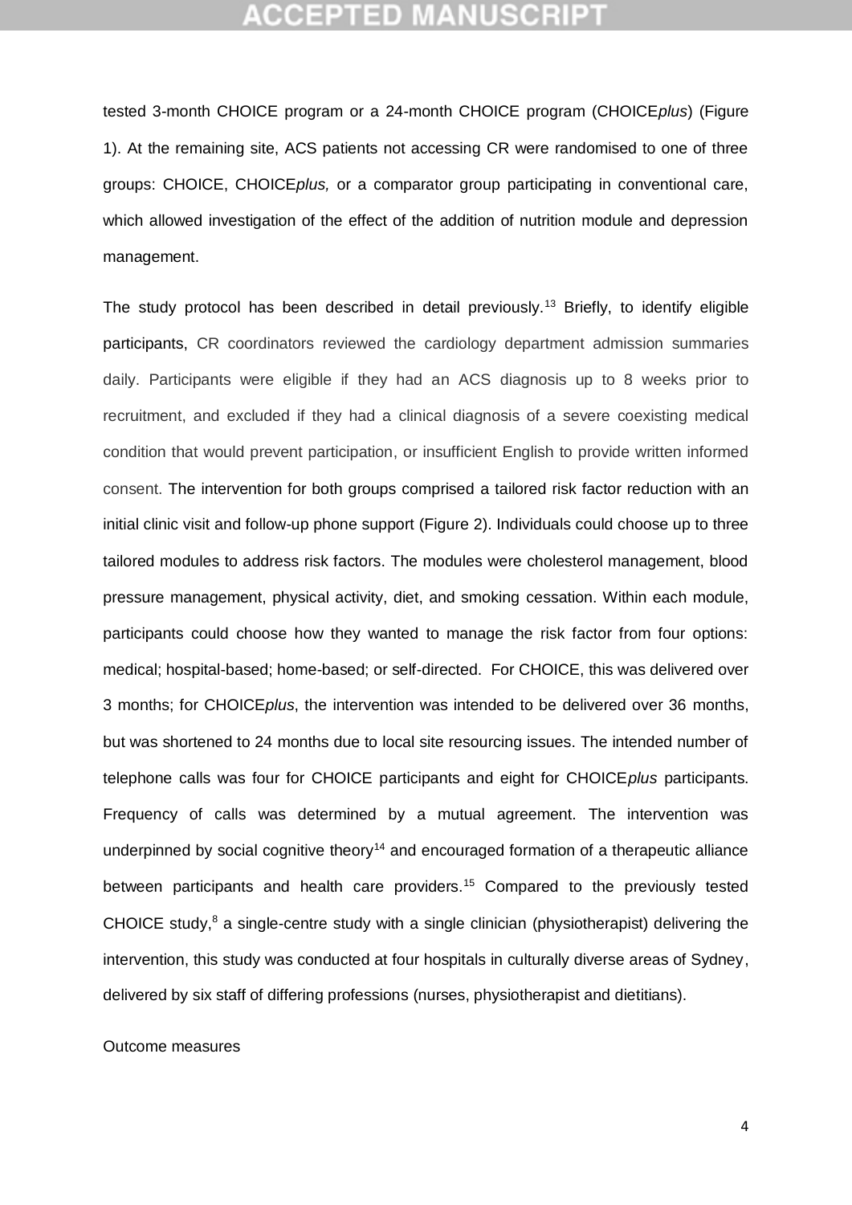tested 3-month CHOICE program or a 24-month CHOICE program (CHOICE*plus*) (Figure 1). At the remaining site, ACS patients not accessing CR were randomised to one of three groups: CHOICE, CHOICE*plus,* or a comparator group participating in conventional care, which allowed investigation of the effect of the addition of nutrition module and depression management.

The study protocol has been described in detail previously.[13] Briefly, to identify eligible participants, CR coordinators reviewed the cardiology department admission summaries daily. Participants were eligible if they had an ACS diagnosis up to 8 weeks prior to recruitment, and excluded if they had a clinical diagnosis of a severe coexisting medical condition that would prevent participation, or insufficient English to provide written informed consent. The intervention for both groups comprised a tailored risk factor reduction with an initial clinic visit and follow-up phone support (Figure 2). Individuals could choose up to three tailored modules to address risk factors. The modules were cholesterol management, blood pressure management, physical activity, diet, and smoking cessation. Within each module, participants could choose how they wanted to manage the risk factor from four options: medical; hospital-based; home-based; or self-directed. For CHOICE, this was delivered over 3 months; for CHOICE*plus*, the intervention was intended to be delivered over 36 months, but was shortened to 24 months due to local site resourcing issues. The intended number of telephone calls was four for CHOICE participants and eight for CHOICE*plus* participants. Frequency of calls was determined by a mutual agreement. The intervention was underpinned by social cognitive theory[14] and encouraged formation of a therapeutic alliance between participants and health care providers.[15] Compared to the previously tested CHOICE study,[8] a single-centre study with a single clinician (physiotherapist) delivering the intervention, this study was conducted at four hospitals in culturally diverse areas of Sydney, delivered by six staff of differing professions (nurses, physiotherapist and dietitians).

Outcome measures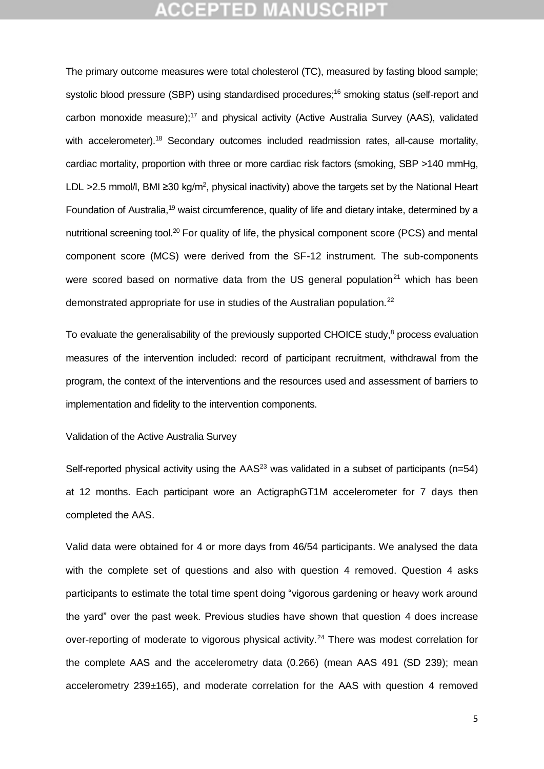The primary outcome measures were total cholesterol (TC), measured by fasting blood sample; systolic blood pressure (SBP) using standardised procedures;[16] smoking status (self-report and carbon monoxide measure);[17] and physical activity (Active Australia Survey (AAS), validated with accelerometer).[18] Secondary outcomes included readmission rates, all-cause mortality, cardiac mortality, proportion with three or more cardiac risk factors (smoking, SBP >140 mmHg, LDL >2.5 mmol/l, BMI ≥30 kg/m$^2$, physical inactivity) above the targets set by the National Heart Foundation of Australia,[19] waist circumference, quality of life and dietary intake, determined by a nutritional screening tool.[20] For quality of life, the physical component score (PCS) and mental component score (MCS) were derived from the SF-12 instrument. The sub-components were scored based on normative data from the US general population[21] which has been demonstrated appropriate for use in studies of the Australian population.[22]

To evaluate the generalisability of the previously supported CHOICE study,[8] process evaluation measures of the intervention included: record of participant recruitment, withdrawal from the program, the context of the interventions and the resources used and assessment of barriers to implementation and fidelity to the intervention components.

Validation of the Active Australia Survey

Self-reported physical activity using the AAS[23] was validated in a subset of participants (n=54) at 12 months. Each participant wore an ActigraphGT1M accelerometer for 7 days then completed the AAS.

Valid data were obtained for 4 or more days from 46/54 participants. We analysed the data with the complete set of questions and also with question 4 removed. Question 4 asks participants to estimate the total time spent doing "vigorous gardening or heavy work around the yard" over the past week. Previous studies have shown that question 4 does increase over-reporting of moderate to vigorous physical activity.[24] There was modest correlation for the complete AAS and the accelerometry data (0.266) (mean AAS 491 (SD 239); mean accelerometry 239±165), and moderate correlation for the AAS with question 4 removed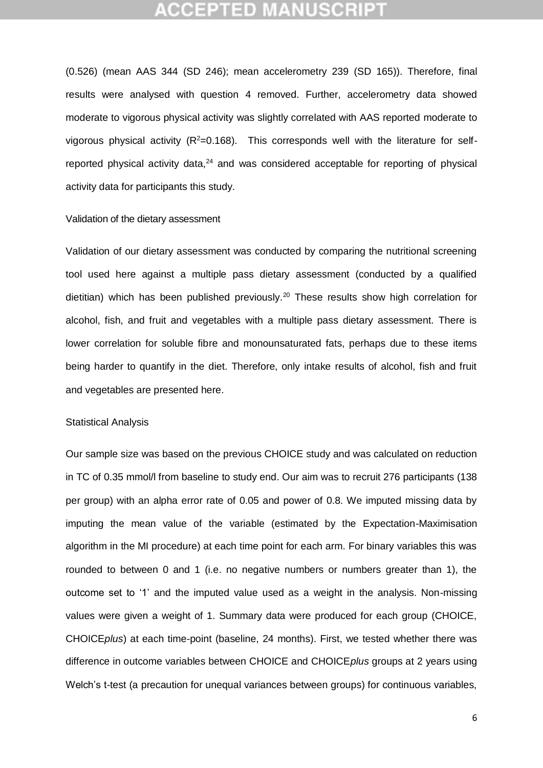(0.526) (mean AAS 344 (SD 246); mean accelerometry 239 (SD 165)). Therefore, final results were analysed with question 4 removed. Further, accelerometry data showed moderate to vigorous physical activity was slightly correlated with AAS reported moderate to vigorous physical activity ($R^2$=0.168). This corresponds well with the literature for self-reported physical activity data,[24] and was considered acceptable for reporting of physical activity data for participants this study.

### Validation of the dietary assessment

Validation of our dietary assessment was conducted by comparing the nutritional screening tool used here against a multiple pass dietary assessment (conducted by a qualified dietitian) which has been published previously.[20] These results show high correlation for alcohol, fish, and fruit and vegetables with a multiple pass dietary assessment. There is lower correlation for soluble fibre and monounsaturated fats, perhaps due to these items being harder to quantify in the diet. Therefore, only intake results of alcohol, fish and fruit and vegetables are presented here.

### Statistical Analysis

Our sample size was based on the previous CHOICE study and was calculated on reduction in TC of 0.35 mmol/l from baseline to study end. Our aim was to recruit 276 participants (138 per group) with an alpha error rate of 0.05 and power of 0.8. We imputed missing data by imputing the mean value of the variable (estimated by the Expectation-Maximisation algorithm in the MI procedure) at each time point for each arm. For binary variables this was rounded to between 0 and 1 (i.e. no negative numbers or numbers greater than 1), the outcome set to '1' and the imputed value used as a weight in the analysis. Non-missing values were given a weight of 1. Summary data were produced for each group (CHOICE, CHOICE*plus*) at each time-point (baseline, 24 months). First, we tested whether there was difference in outcome variables between CHOICE and CHOICE*plus* groups at 2 years using Welch's t-test (a precaution for unequal variances between groups) for continuous variables,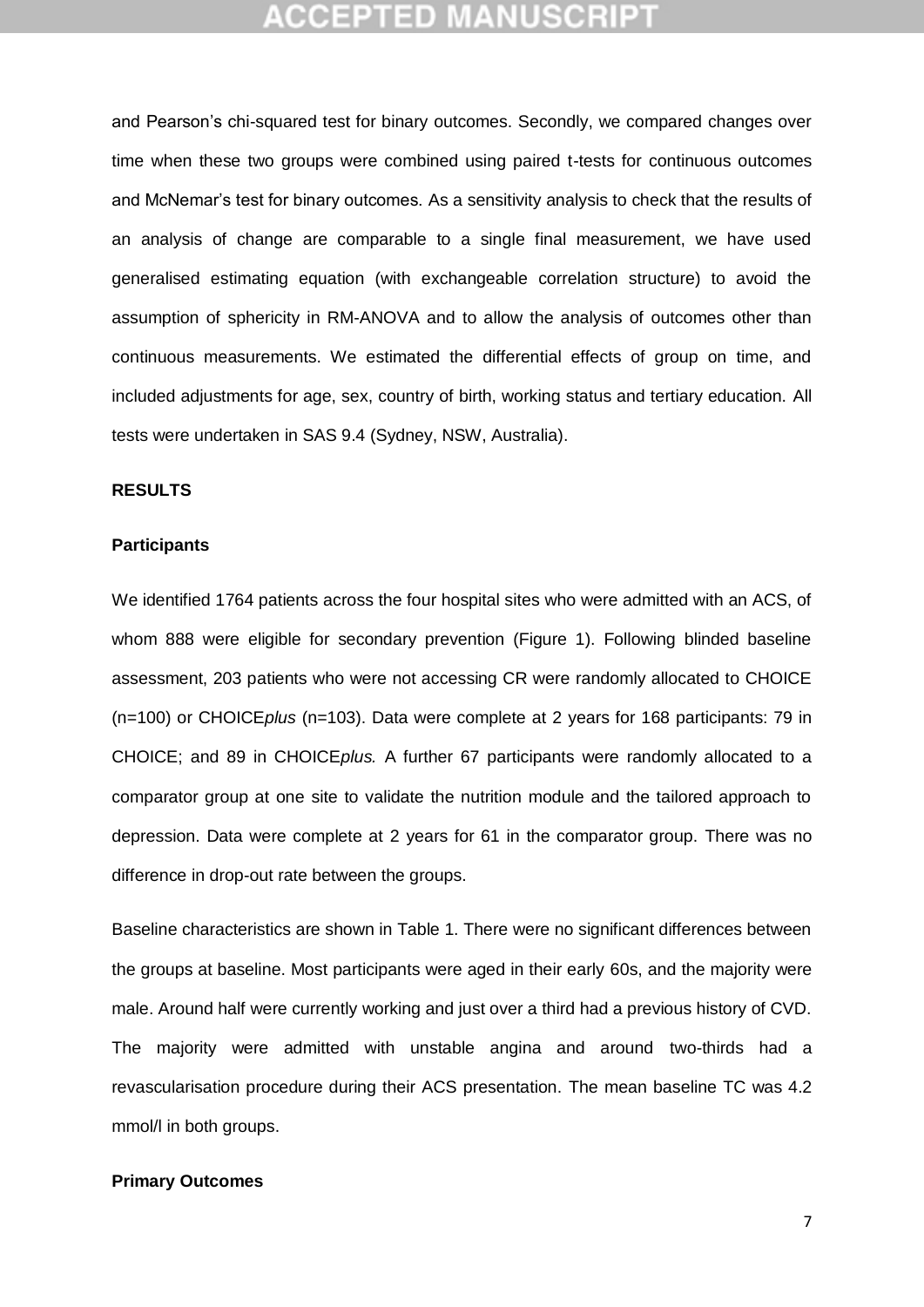and Pearson's chi-squared test for binary outcomes. Secondly, we compared changes over time when these two groups were combined using paired t-tests for continuous outcomes and McNemar's test for binary outcomes. As a sensitivity analysis to check that the results of an analysis of change are comparable to a single final measurement, we have used generalised estimating equation (with exchangeable correlation structure) to avoid the assumption of sphericity in RM-ANOVA and to allow the analysis of outcomes other than continuous measurements. We estimated the differential effects of group on time, and included adjustments for age, sex, country of birth, working status and tertiary education. All tests were undertaken in SAS 9.4 (Sydney, NSW, Australia).

## RESULTS

### Participants

We identified 1764 patients across the four hospital sites who were admitted with an ACS, of whom 888 were eligible for secondary prevention (Figure 1). Following blinded baseline assessment, 203 patients who were not accessing CR were randomly allocated to CHOICE (n=100) or CHOICE*plus* (n=103). Data were complete at 2 years for 168 participants: 79 in CHOICE; and 89 in CHOICE*plus.* A further 67 participants were randomly allocated to a comparator group at one site to validate the nutrition module and the tailored approach to depression. Data were complete at 2 years for 61 in the comparator group. There was no difference in drop-out rate between the groups.

Baseline characteristics are shown in Table 1. There were no significant differences between the groups at baseline. Most participants were aged in their early 60s, and the majority were male. Around half were currently working and just over a third had a previous history of CVD. The majority were admitted with unstable angina and around two-thirds had a revascularisation procedure during their ACS presentation. The mean baseline TC was 4.2 mmol/l in both groups.

### Primary Outcomes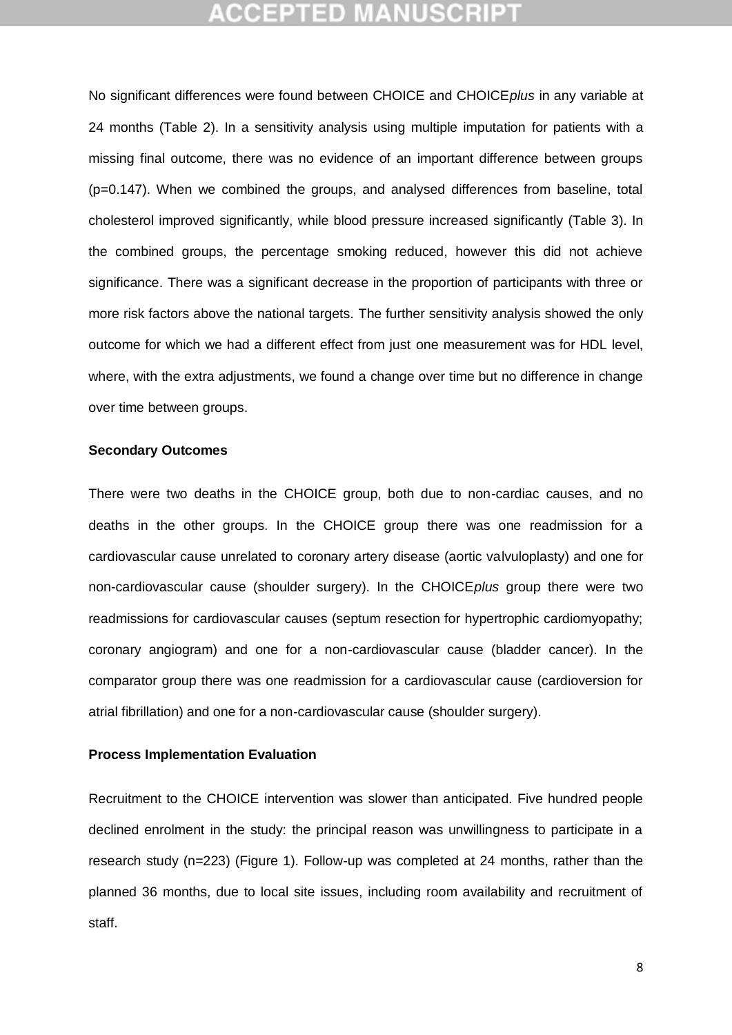No significant differences were found between CHOICE and CHOICE*plus* in any variable at 24 months (Table 2). In a sensitivity analysis using multiple imputation for patients with a missing final outcome, there was no evidence of an important difference between groups (p=0.147). When we combined the groups, and analysed differences from baseline, total cholesterol improved significantly, while blood pressure increased significantly (Table 3). In the combined groups, the percentage smoking reduced, however this did not achieve significance. There was a significant decrease in the proportion of participants with three or more risk factors above the national targets. The further sensitivity analysis showed the only outcome for which we had a different effect from just one measurement was for HDL level, where, with the extra adjustments, we found a change over time but no difference in change over time between groups.

**Secondary Outcomes**

There were two deaths in the CHOICE group, both due to non-cardiac causes, and no deaths in the other groups. In the CHOICE group there was one readmission for a cardiovascular cause unrelated to coronary artery disease (aortic valvuloplasty) and one for non-cardiovascular cause (shoulder surgery). In the CHOICE*plus* group there were two readmissions for cardiovascular causes (septum resection for hypertrophic cardiomyopathy; coronary angiogram) and one for a non-cardiovascular cause (bladder cancer). In the comparator group there was one readmission for a cardiovascular cause (cardioversion for atrial fibrillation) and one for a non-cardiovascular cause (shoulder surgery).

**Process Implementation Evaluation**

Recruitment to the CHOICE intervention was slower than anticipated. Five hundred people declined enrolment in the study: the principal reason was unwillingness to participate in a research study (n=223) (Figure 1). Follow-up was completed at 24 months, rather than the planned 36 months, due to local site issues, including room availability and recruitment of staff.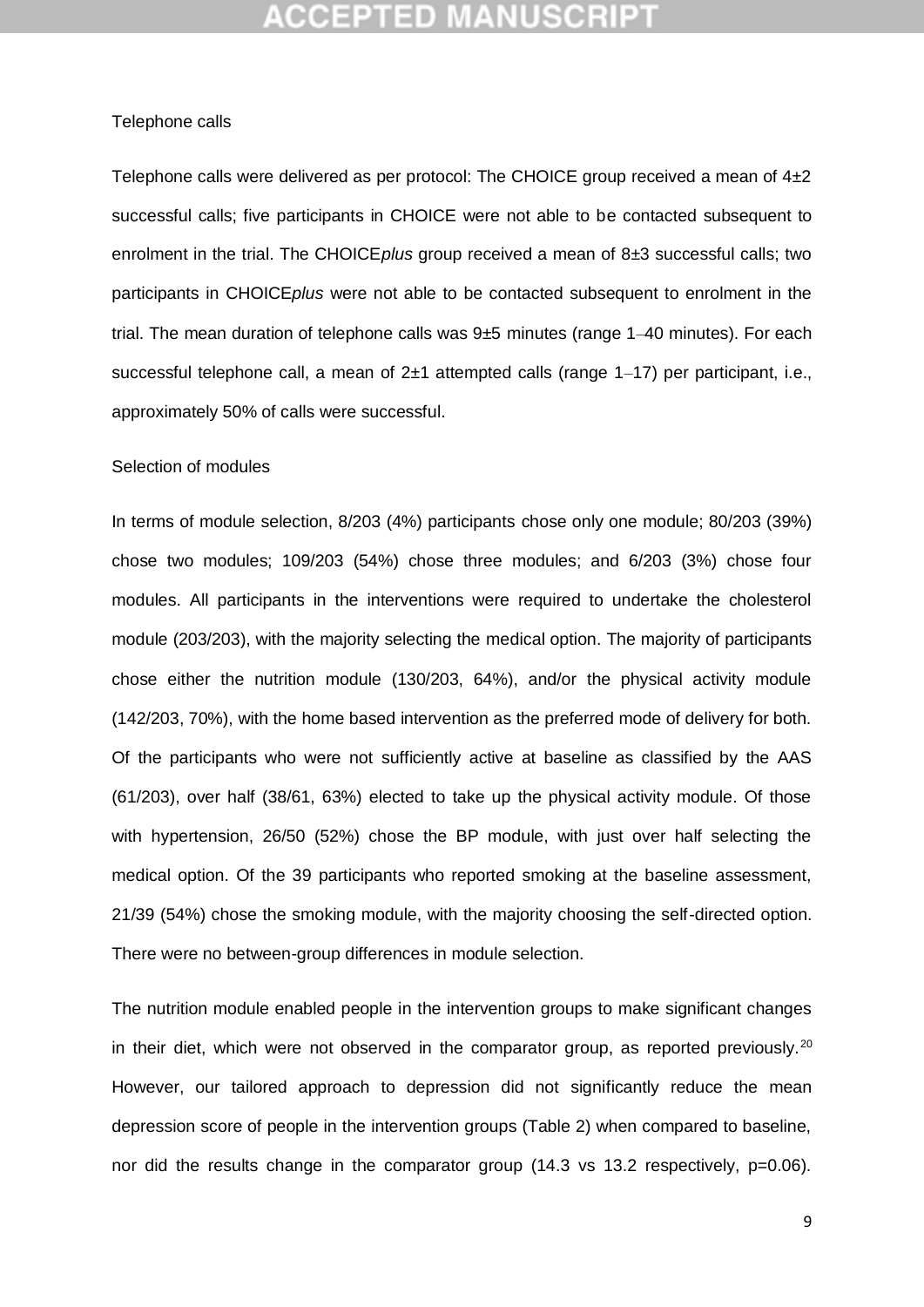Telephone calls

Telephone calls were delivered as per protocol: The CHOICE group received a mean of 4±2 successful calls; five participants in CHOICE were not able to be contacted subsequent to enrolment in the trial. The CHOICE*plus* group received a mean of 8±3 successful calls; two participants in CHOICE*plus* were not able to be contacted subsequent to enrolment in the trial. The mean duration of telephone calls was 9±5 minutes (range 1–40 minutes). For each successful telephone call, a mean of 2±1 attempted calls (range 1–17) per participant, i.e., approximately 50% of calls were successful.

Selection of modules

In terms of module selection, 8/203 (4%) participants chose only one module; 80/203 (39%) chose two modules; 109/203 (54%) chose three modules; and 6/203 (3%) chose four modules. All participants in the interventions were required to undertake the cholesterol module (203/203), with the majority selecting the medical option. The majority of participants chose either the nutrition module (130/203, 64%), and/or the physical activity module (142/203, 70%), with the home based intervention as the preferred mode of delivery for both. Of the participants who were not sufficiently active at baseline as classified by the AAS (61/203), over half (38/61, 63%) elected to take up the physical activity module. Of those with hypertension, 26/50 (52%) chose the BP module, with just over half selecting the medical option. Of the 39 participants who reported smoking at the baseline assessment, 21/39 (54%) chose the smoking module, with the majority choosing the self-directed option. There were no between-group differences in module selection.

The nutrition module enabled people in the intervention groups to make significant changes in their diet, which were not observed in the comparator group, as reported previously.[20] However, our tailored approach to depression did not significantly reduce the mean depression score of people in the intervention groups (Table 2) when compared to baseline, nor did the results change in the comparator group (14.3 vs 13.2 respectively, p=0.06).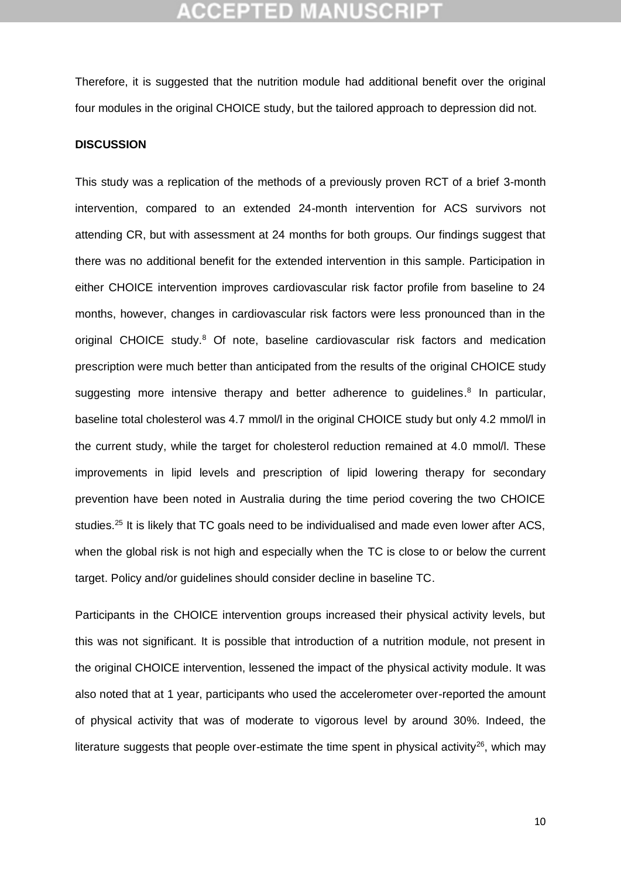Therefore, it is suggested that the nutrition module had additional benefit over the original four modules in the original CHOICE study, but the tailored approach to depression did not.

## DISCUSSION

This study was a replication of the methods of a previously proven RCT of a brief 3-month intervention, compared to an extended 24-month intervention for ACS survivors not attending CR, but with assessment at 24 months for both groups. Our findings suggest that there was no additional benefit for the extended intervention in this sample. Participation in either CHOICE intervention improves cardiovascular risk factor profile from baseline to 24 months, however, changes in cardiovascular risk factors were less pronounced than in the original CHOICE study.[8] Of note, baseline cardiovascular risk factors and medication prescription were much better than anticipated from the results of the original CHOICE study suggesting more intensive therapy and better adherence to guidelines.[8] In particular, baseline total cholesterol was 4.7 mmol/l in the original CHOICE study but only 4.2 mmol/l in the current study, while the target for cholesterol reduction remained at 4.0 mmol/l. These improvements in lipid levels and prescription of lipid lowering therapy for secondary prevention have been noted in Australia during the time period covering the two CHOICE studies.[25] It is likely that TC goals need to be individualised and made even lower after ACS, when the global risk is not high and especially when the TC is close to or below the current target. Policy and/or guidelines should consider decline in baseline TC.

Participants in the CHOICE intervention groups increased their physical activity levels, but this was not significant. It is possible that introduction of a nutrition module, not present in the original CHOICE intervention, lessened the impact of the physical activity module. It was also noted that at 1 year, participants who used the accelerometer over-reported the amount of physical activity that was of moderate to vigorous level by around 30%. Indeed, the literature suggests that people over-estimate the time spent in physical activity[26], which may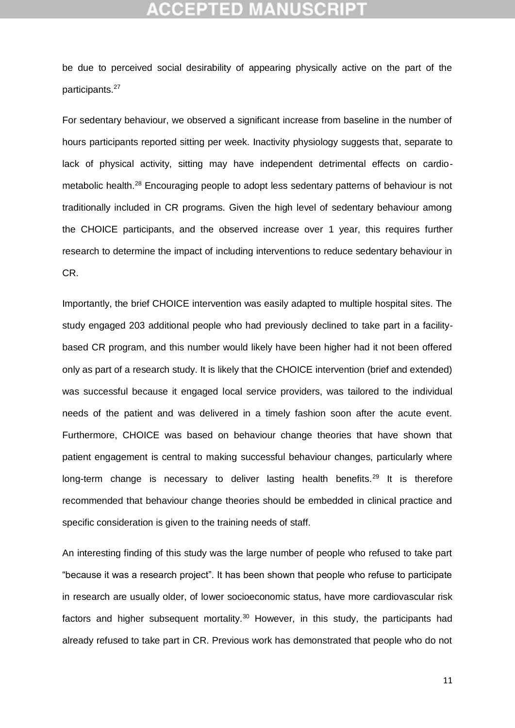be due to perceived social desirability of appearing physically active on the part of the participants.[27]

For sedentary behaviour, we observed a significant increase from baseline in the number of hours participants reported sitting per week. Inactivity physiology suggests that, separate to lack of physical activity, sitting may have independent detrimental effects on cardio-metabolic health.[28] Encouraging people to adopt less sedentary patterns of behaviour is not traditionally included in CR programs. Given the high level of sedentary behaviour among the CHOICE participants, and the observed increase over 1 year, this requires further research to determine the impact of including interventions to reduce sedentary behaviour in CR.

Importantly, the brief CHOICE intervention was easily adapted to multiple hospital sites. The study engaged 203 additional people who had previously declined to take part in a facility-based CR program, and this number would likely have been higher had it not been offered only as part of a research study. It is likely that the CHOICE intervention (brief and extended) was successful because it engaged local service providers, was tailored to the individual needs of the patient and was delivered in a timely fashion soon after the acute event. Furthermore, CHOICE was based on behaviour change theories that have shown that patient engagement is central to making successful behaviour changes, particularly where long-term change is necessary to deliver lasting health benefits.[29] It is therefore recommended that behaviour change theories should be embedded in clinical practice and specific consideration is given to the training needs of staff.

An interesting finding of this study was the large number of people who refused to take part "because it was a research project". It has been shown that people who refuse to participate in research are usually older, of lower socioeconomic status, have more cardiovascular risk factors and higher subsequent mortality.[30] However, in this study, the participants had already refused to take part in CR. Previous work has demonstrated that people who do not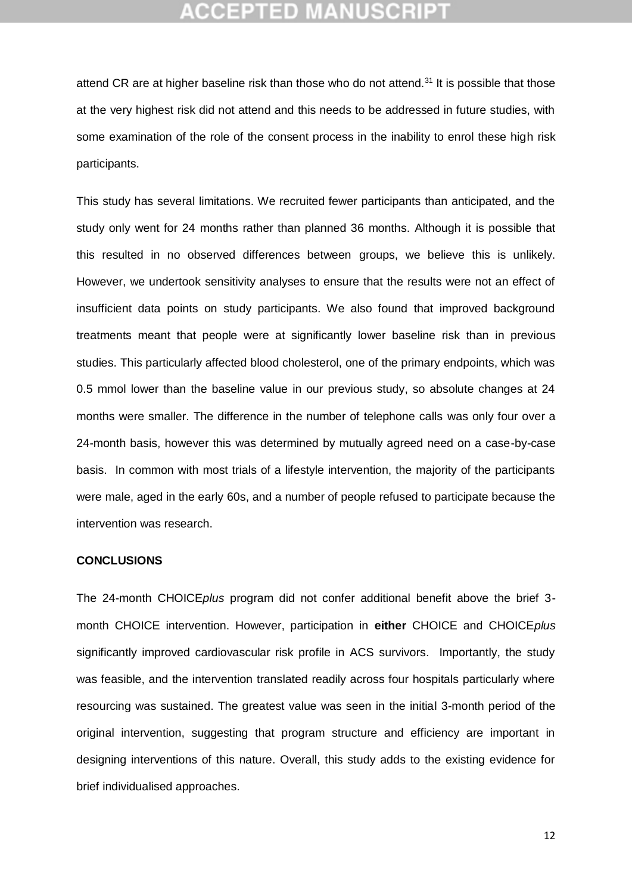attend CR are at higher baseline risk than those who do not attend.[31] It is possible that those at the very highest risk did not attend and this needs to be addressed in future studies, with some examination of the role of the consent process in the inability to enrol these high risk participants.

This study has several limitations. We recruited fewer participants than anticipated, and the study only went for 24 months rather than planned 36 months. Although it is possible that this resulted in no observed differences between groups, we believe this is unlikely. However, we undertook sensitivity analyses to ensure that the results were not an effect of insufficient data points on study participants. We also found that improved background treatments meant that people were at significantly lower baseline risk than in previous studies. This particularly affected blood cholesterol, one of the primary endpoints, which was 0.5 mmol lower than the baseline value in our previous study, so absolute changes at 24 months were smaller. The difference in the number of telephone calls was only four over a 24-month basis, however this was determined by mutually agreed need on a case-by-case basis. In common with most trials of a lifestyle intervention, the majority of the participants were male, aged in the early 60s, and a number of people refused to participate because the intervention was research.

**CONCLUSIONS**

The 24-month CHOICE*plus* program did not confer additional benefit above the brief 3-month CHOICE intervention. However, participation in **either** CHOICE and CHOICE*plus* significantly improved cardiovascular risk profile in ACS survivors. Importantly, the study was feasible, and the intervention translated readily across four hospitals particularly where resourcing was sustained. The greatest value was seen in the initial 3-month period of the original intervention, suggesting that program structure and efficiency are important in designing interventions of this nature. Overall, this study adds to the existing evidence for brief individualised approaches.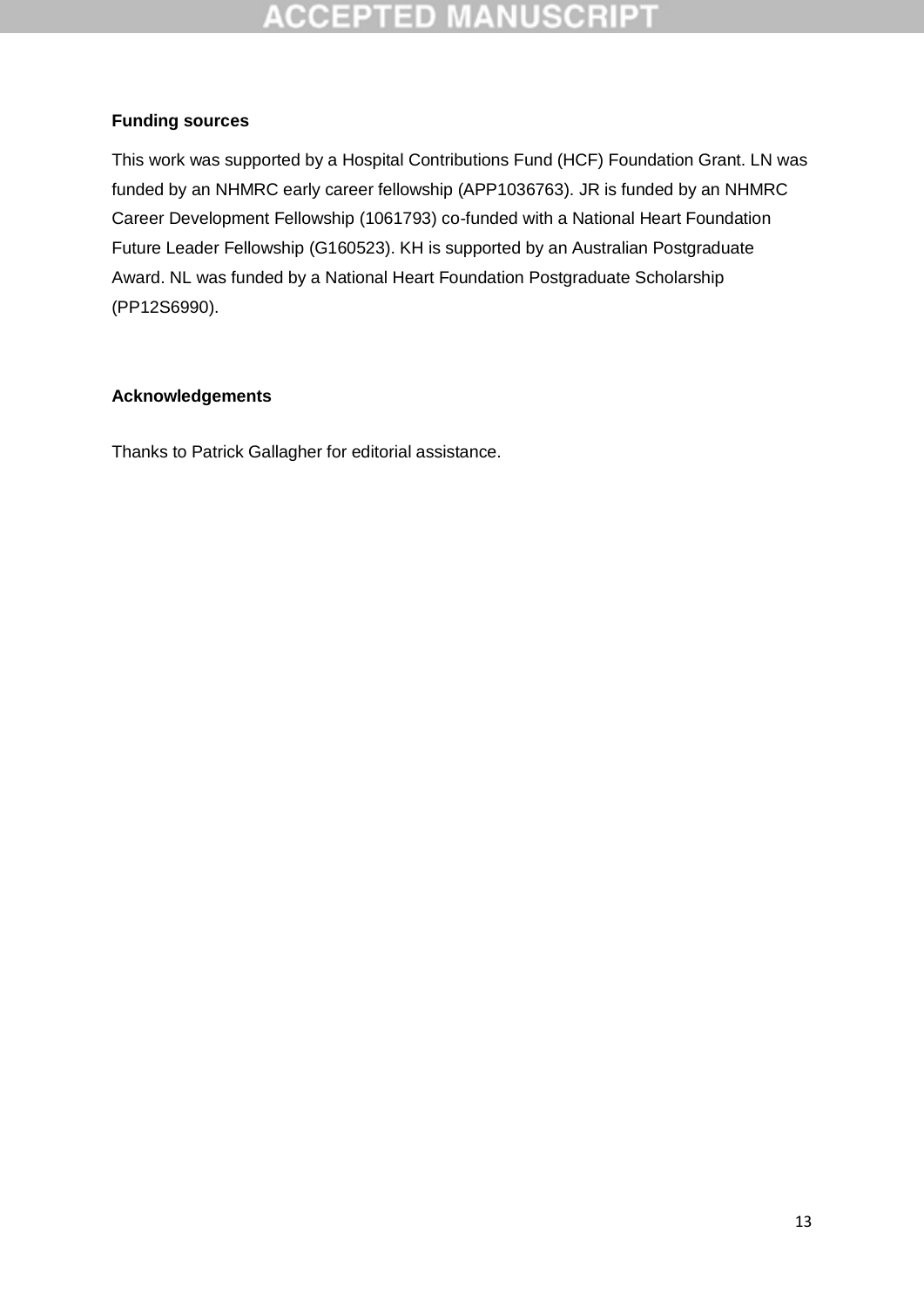## Funding sources

This work was supported by a Hospital Contributions Fund (HCF) Foundation Grant. LN was funded by an NHMRC early career fellowship (APP1036763). JR is funded by an NHMRC Career Development Fellowship (1061793) co-funded with a National Heart Foundation Future Leader Fellowship (G160523). KH is supported by an Australian Postgraduate Award. NL was funded by a National Heart Foundation Postgraduate Scholarship (PP12S6990).

## Acknowledgements

Thanks to Patrick Gallagher for editorial assistance.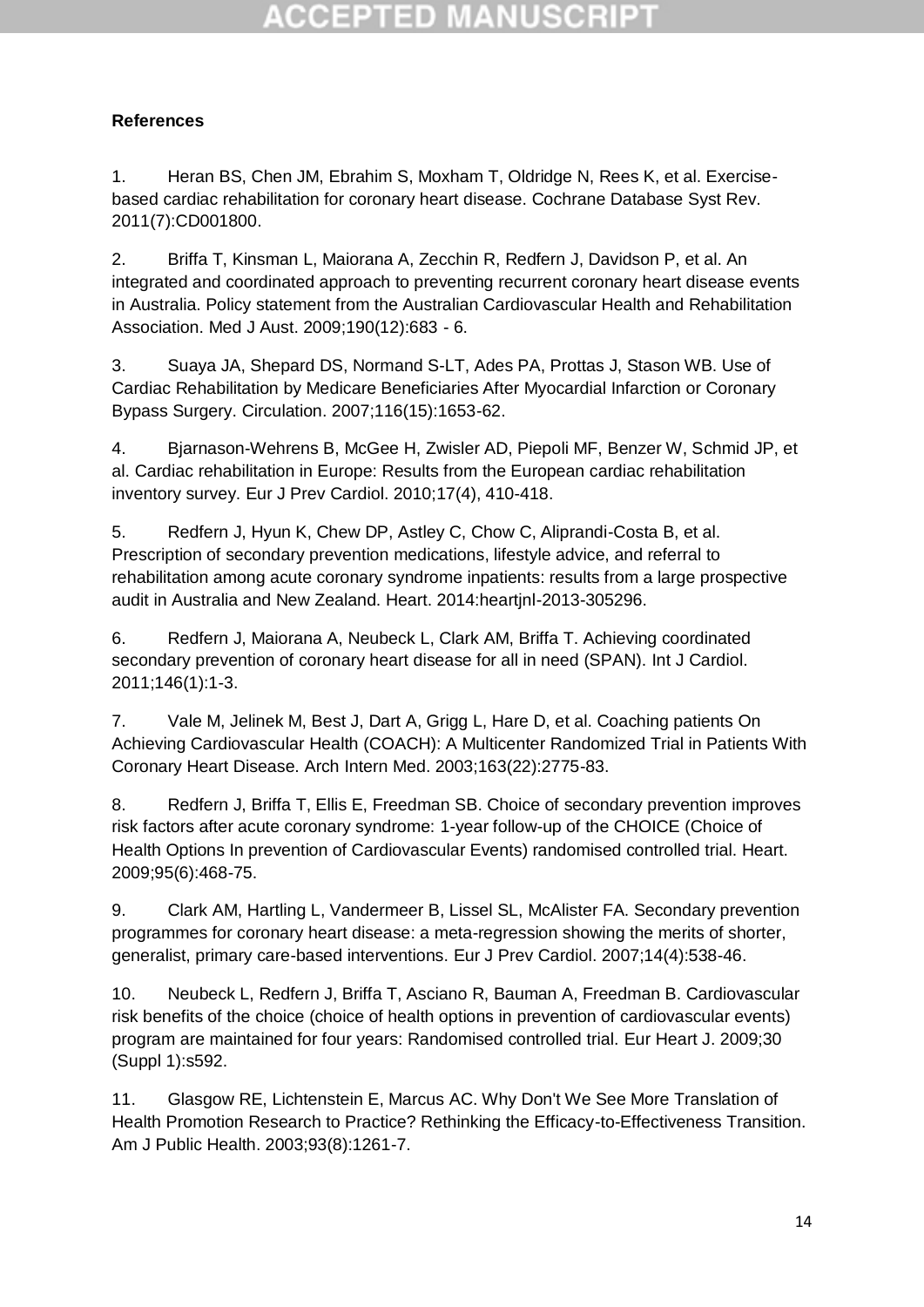**References**

1. Heran BS, Chen JM, Ebrahim S, Moxham T, Oldridge N, Rees K, et al. Exercise-based cardiac rehabilitation for coronary heart disease. Cochrane Database Syst Rev. 2011(7):CD001800.

2. Briffa T, Kinsman L, Maiorana A, Zecchin R, Redfern J, Davidson P, et al. An integrated and coordinated approach to preventing recurrent coronary heart disease events in Australia. Policy statement from the Australian Cardiovascular Health and Rehabilitation Association. Med J Aust. 2009;190(12):683 - 6.

3. Suaya JA, Shepard DS, Normand S-LT, Ades PA, Prottas J, Stason WB. Use of Cardiac Rehabilitation by Medicare Beneficiaries After Myocardial Infarction or Coronary Bypass Surgery. Circulation. 2007;116(15):1653-62.

4. Bjarnason-Wehrens B, McGee H, Zwisler AD, Piepoli MF, Benzer W, Schmid JP, et al. Cardiac rehabilitation in Europe: Results from the European cardiac rehabilitation inventory survey. Eur J Prev Cardiol. 2010;17(4), 410-418.

5. Redfern J, Hyun K, Chew DP, Astley C, Chow C, Aliprandi-Costa B, et al. Prescription of secondary prevention medications, lifestyle advice, and referral to rehabilitation among acute coronary syndrome inpatients: results from a large prospective audit in Australia and New Zealand. Heart. 2014:heartjnl-2013-305296.

6. Redfern J, Maiorana A, Neubeck L, Clark AM, Briffa T. Achieving coordinated secondary prevention of coronary heart disease for all in need (SPAN). Int J Cardiol. 2011;146(1):1-3.

7. Vale M, Jelinek M, Best J, Dart A, Grigg L, Hare D, et al. Coaching patients On Achieving Cardiovascular Health (COACH): A Multicenter Randomized Trial in Patients With Coronary Heart Disease. Arch Intern Med. 2003;163(22):2775-83.

8. Redfern J, Briffa T, Ellis E, Freedman SB. Choice of secondary prevention improves risk factors after acute coronary syndrome: 1-year follow-up of the CHOICE (Choice of Health Options In prevention of Cardiovascular Events) randomised controlled trial. Heart. 2009;95(6):468-75.

9. Clark AM, Hartling L, Vandermeer B, Lissel SL, McAlister FA. Secondary prevention programmes for coronary heart disease: a meta-regression showing the merits of shorter, generalist, primary care-based interventions. Eur J Prev Cardiol. 2007;14(4):538-46.

10. Neubeck L, Redfern J, Briffa T, Asciano R, Bauman A, Freedman B. Cardiovascular risk benefits of the choice (choice of health options in prevention of cardiovascular events) program are maintained for four years: Randomised controlled trial. Eur Heart J. 2009;30 (Suppl 1):s592.

11. Glasgow RE, Lichtenstein E, Marcus AC. Why Don't We See More Translation of Health Promotion Research to Practice? Rethinking the Efficacy-to-Effectiveness Transition. Am J Public Health. 2003;93(8):1261-7.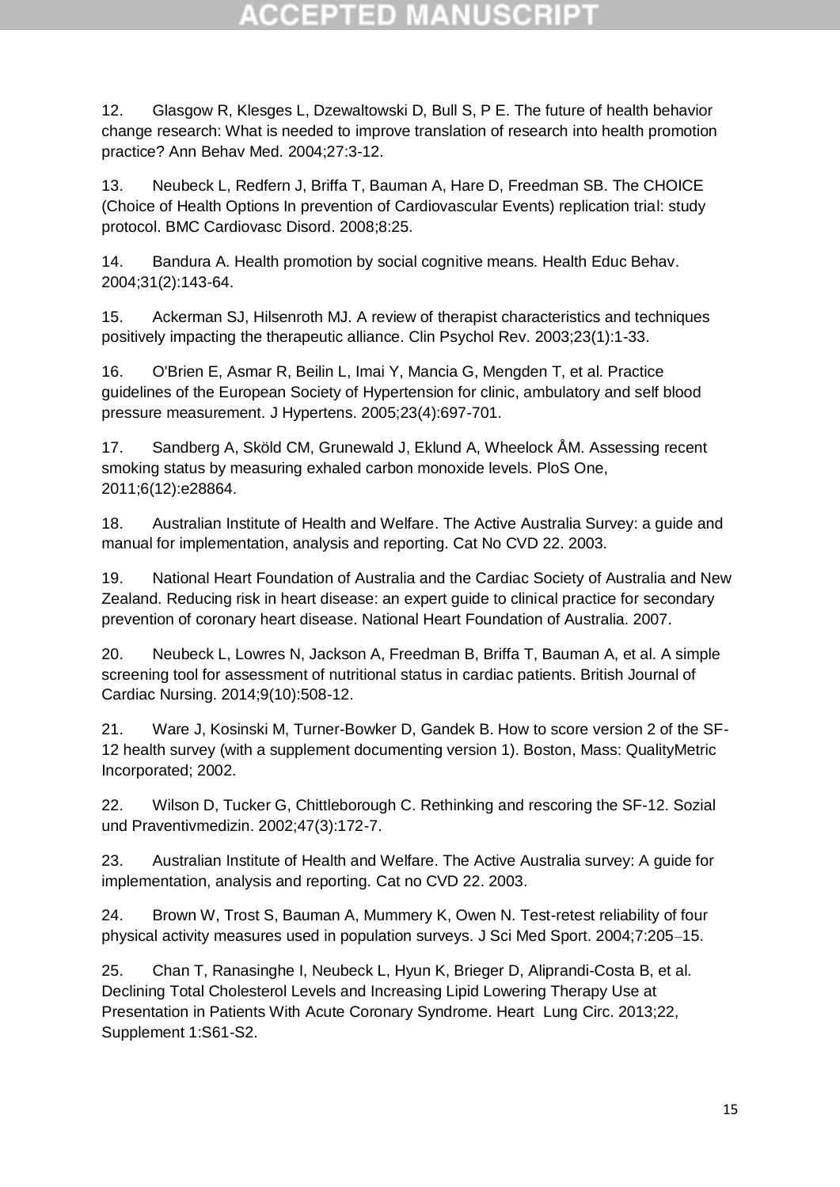12. Glasgow R, Klesges L, Dzewaltowski D, Bull S, P E. The future of health behavior change research: What is needed to improve translation of research into health promotion practice? Ann Behav Med. 2004;27:3-12.

13. Neubeck L, Redfern J, Briffa T, Bauman A, Hare D, Freedman SB. The CHOICE (Choice of Health Options In prevention of Cardiovascular Events) replication trial: study protocol. BMC Cardiovasc Disord. 2008;8:25.

14. Bandura A. Health promotion by social cognitive means. Health Educ Behav. 2004;31(2):143-64.

15. Ackerman SJ, Hilsenroth MJ. A review of therapist characteristics and techniques positively impacting the therapeutic alliance. Clin Psychol Rev. 2003;23(1):1-33.

16. O'Brien E, Asmar R, Beilin L, Imai Y, Mancia G, Mengden T, et al. Practice guidelines of the European Society of Hypertension for clinic, ambulatory and self blood pressure measurement. J Hypertens. 2005;23(4):697-701.

17. Sandberg A, Sköld CM, Grunewald J, Eklund A, Wheelock ÅM. Assessing recent smoking status by measuring exhaled carbon monoxide levels. PloS One, 2011;6(12):e28864.

18. Australian Institute of Health and Welfare. The Active Australia Survey: a guide and manual for implementation, analysis and reporting. Cat No CVD 22. 2003.

19. National Heart Foundation of Australia and the Cardiac Society of Australia and New Zealand. Reducing risk in heart disease: an expert guide to clinical practice for secondary prevention of coronary heart disease. National Heart Foundation of Australia. 2007.

20. Neubeck L, Lowres N, Jackson A, Freedman B, Briffa T, Bauman A, et al. A simple screening tool for assessment of nutritional status in cardiac patients. British Journal of Cardiac Nursing. 2014;9(10):508-12.

21. Ware J, Kosinski M, Turner-Bowker D, Gandek B. How to score version 2 of the SF-12 health survey (with a supplement documenting version 1). Boston, Mass: QualityMetric Incorporated; 2002.

22. Wilson D, Tucker G, Chittleborough C. Rethinking and rescoring the SF-12. Sozial und Praventivmedizin. 2002;47(3):172-7.

23. Australian Institute of Health and Welfare. The Active Australia survey: A guide for implementation, analysis and reporting. Cat no CVD 22. 2003.

24. Brown W, Trost S, Bauman A, Mummery K, Owen N. Test-retest reliability of four physical activity measures used in population surveys. J Sci Med Sport. 2004;7:205–15.

25. Chan T, Ranasinghe I, Neubeck L, Hyun K, Brieger D, Aliprandi-Costa B, et al. Declining Total Cholesterol Levels and Increasing Lipid Lowering Therapy Use at Presentation in Patients With Acute Coronary Syndrome. Heart Lung Circ. 2013;22, Supplement 1:S61-S2.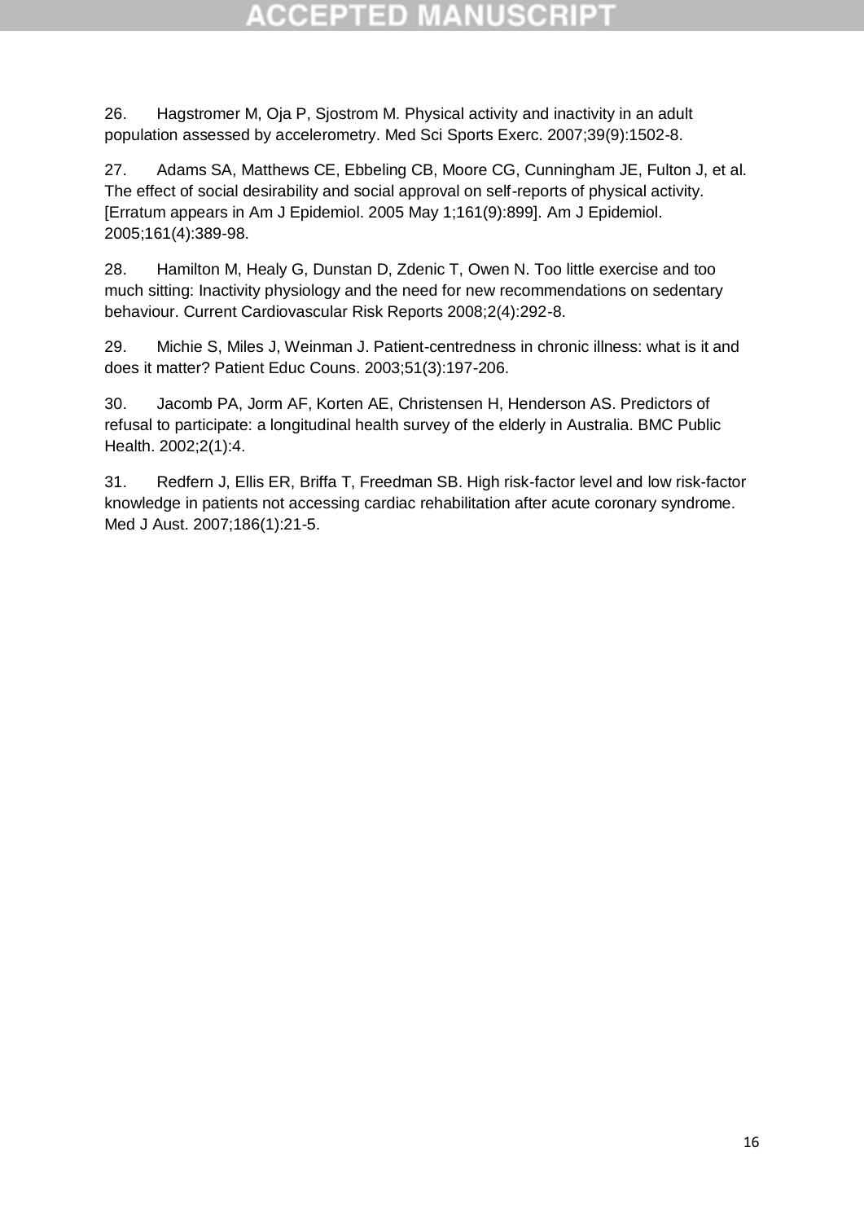26. Hagstromer M, Oja P, Sjostrom M. Physical activity and inactivity in an adult population assessed by accelerometry. Med Sci Sports Exerc. 2007;39(9):1502-8.

27. Adams SA, Matthews CE, Ebbeling CB, Moore CG, Cunningham JE, Fulton J, et al. The effect of social desirability and social approval on self-reports of physical activity. [Erratum appears in Am J Epidemiol. 2005 May 1;161(9):899]. Am J Epidemiol. 2005;161(4):389-98.

28. Hamilton M, Healy G, Dunstan D, Zdenic T, Owen N. Too little exercise and too much sitting: Inactivity physiology and the need for new recommendations on sedentary behaviour. Current Cardiovascular Risk Reports 2008;2(4):292-8.

29. Michie S, Miles J, Weinman J. Patient-centredness in chronic illness: what is it and does it matter? Patient Educ Couns. 2003;51(3):197-206.

30. Jacomb PA, Jorm AF, Korten AE, Christensen H, Henderson AS. Predictors of refusal to participate: a longitudinal health survey of the elderly in Australia. BMC Public Health. 2002;2(1):4.

31. Redfern J, Ellis ER, Briffa T, Freedman SB. High risk-factor level and low risk-factor knowledge in patients not accessing cardiac rehabilitation after acute coronary syndrome. Med J Aust. 2007;186(1):21-5.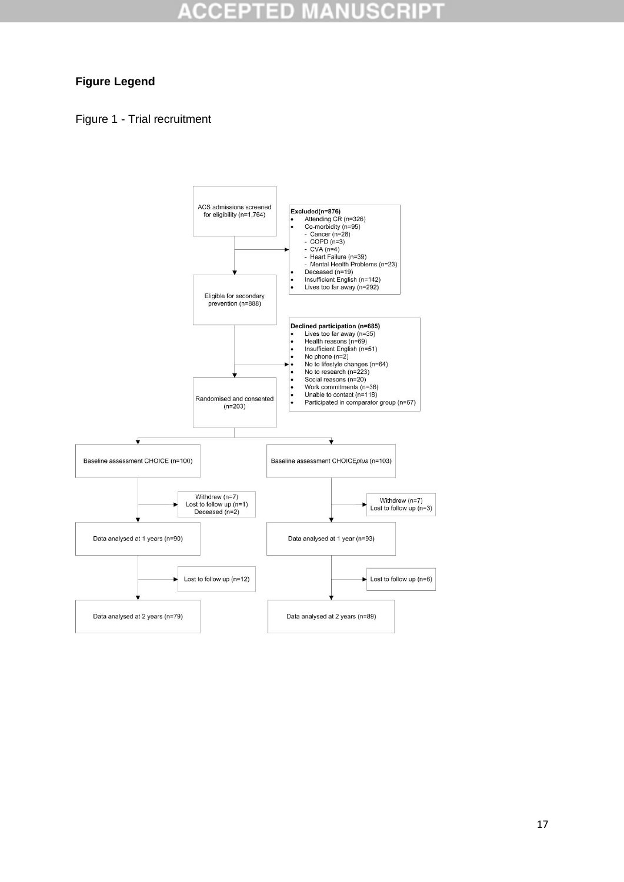**Figure Legend**

Figure 1 - Trial recruitment

ACS admissions screened for eligibility (n=1,764)

**Excluded(n=876)**

- Attending CR (n=326)
- Co-morbidity (n=95)
  - Cancer (n=28)
  - COPD (n=3)
  - CVA (n=4)
  - Heart Failure (n=39)
  - Mental Health Problems (n=23)
- Deceased (n=19)
- Insufficient English (n=142)
- Lives too far away (n=292)

Eligible for secondary prevention (n=888)

**Declined participation (n=685)**

- Lives too far away (n=35)
- Health reasons (n=69)
- Insufficient English (n=51)
- No phone (n=2)
- No to lifestyle changes (n=64)
- No to research (n=223)
- Social reasons (n=20)
- Work commitments (n=36)
- Unable to contact (n=118)
- Participated in comparator group (n=67)

Randomised and consented (n=203)

| CHOICE | CHOICE*plus* |
|---|---|
| Baseline assessment CHOICE (n=100) | Baseline assessment CHOICE*plus* (n=103) |
| Withdrew (n=7), Lost to follow up (n=1), Deceased (n=2) | Withdrew (n=7), Lost to follow up (n=3) |
| Data analysed at 1 years (n=90) | Data analysed at 1 year (n=93) |
| Lost to follow up (n=12) | Lost to follow up (n=6) |
| Data analysed at 2 years (n=79) | Data analysed at 2 years (n=89) |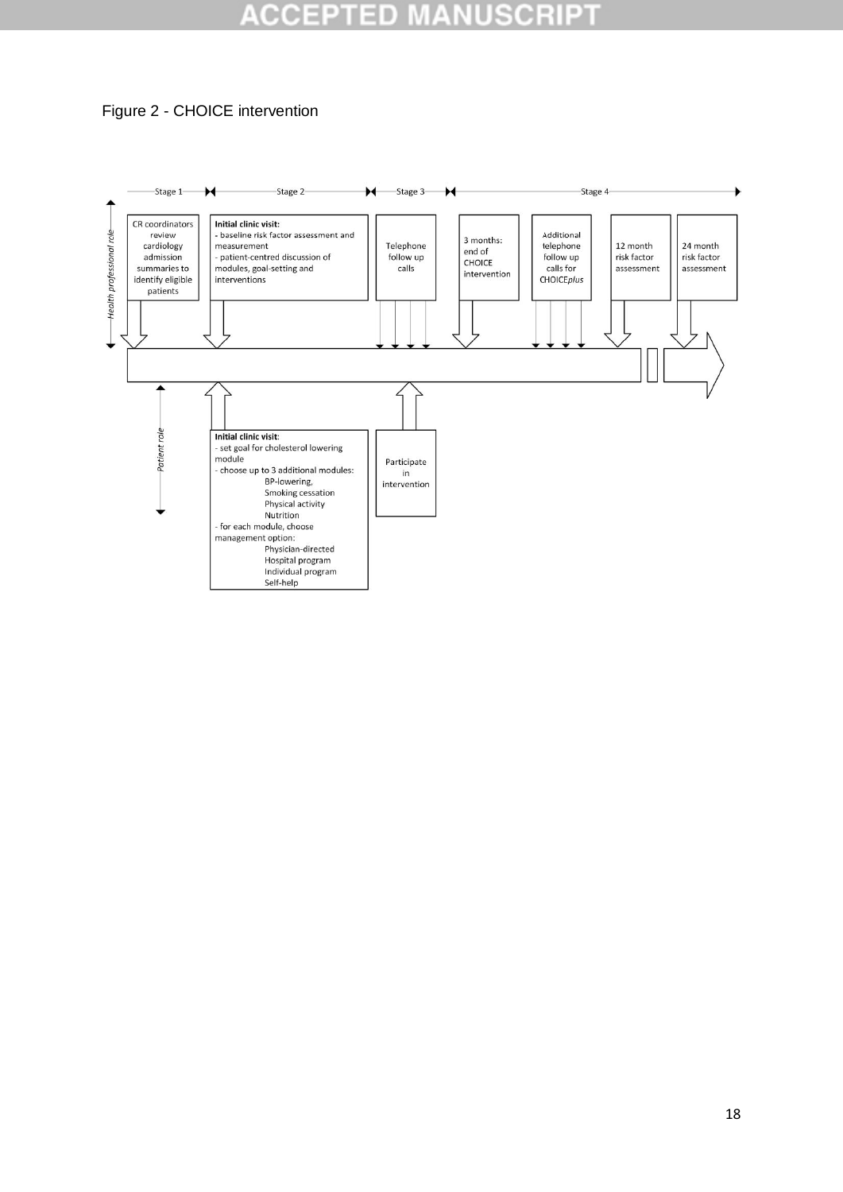Figure 2 - CHOICE intervention

Stage 1 — Stage 2 — Stage 3 — Stage 4

*Health professional role*

CR coordinators review cardiology admission summaries to identify eligible patients

**Initial clinic visit:**
- baseline risk factor assessment and measurement
- patient-centred discussion of modules, goal-setting and interventions

Telephone follow up calls

3 months: end of CHOICE intervention

Additional telephone follow up calls for CHOICE*plus*

12 month risk factor assessment

24 month risk factor assessment

*Patient role*

**Initial clinic visit**:
- set goal for cholesterol lowering module
- choose up to 3 additional modules:
  - BP-lowering,
  - Smoking cessation
  - Physical activity
  - Nutrition
- for each module, choose management option:
  - Physician-directed
  - Hospital program
  - Individual program
  - Self-help

Participate in intervention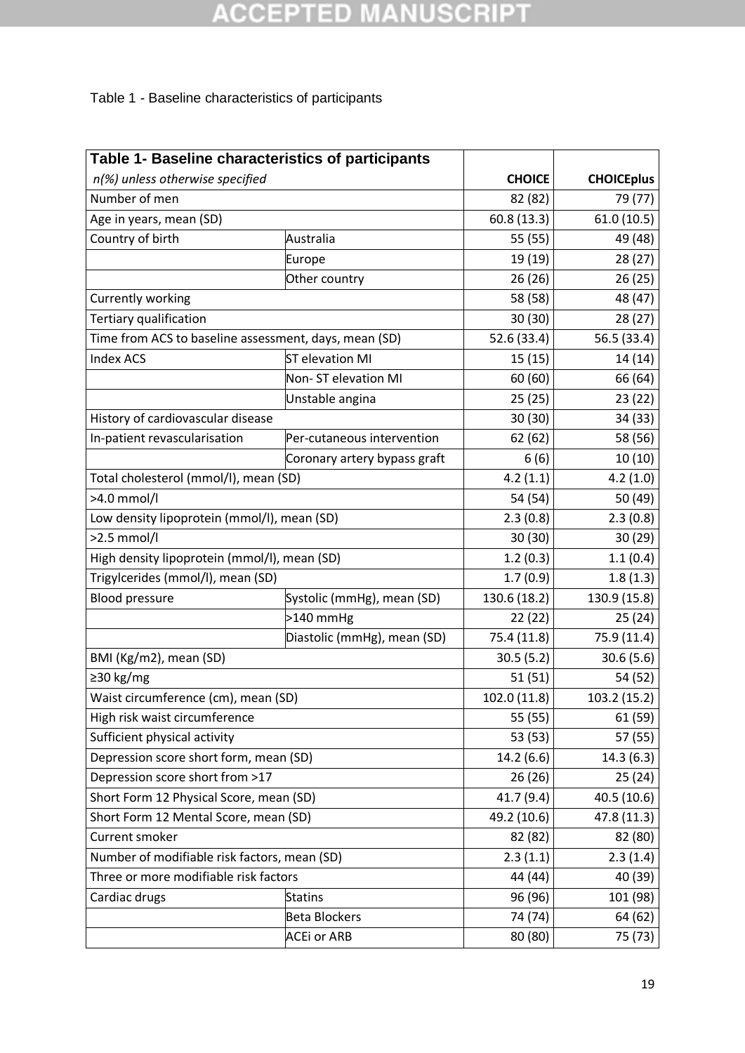Table 1 - Baseline characteristics of participants

| **Table 1- Baseline characteristics of participants** *n(%) unless otherwise specified* | | **CHOICE** | **CHOICEplus** |
|---|---|---|---|
| Number of men | | 82 (82) | 79 (77) |
| Age in years, mean (SD) | | 60.8 (13.3) | 61.0 (10.5) |
| Country of birth | Australia | 55 (55) | 49 (48) |
| | Europe | 19 (19) | 28 (27) |
| | Other country | 26 (26) | 26 (25) |
| Currently working | | 58 (58) | 48 (47) |
| Tertiary qualification | | 30 (30) | 28 (27) |
| Time from ACS to baseline assessment, days, mean (SD) | | 52.6 (33.4) | 56.5 (33.4) |
| Index ACS | ST elevation MI | 15 (15) | 14 (14) |
| | Non- ST elevation MI | 60 (60) | 66 (64) |
| | Unstable angina | 25 (25) | 23 (22) |
| History of cardiovascular disease | | 30 (30) | 34 (33) |
| In-patient revascularisation | Per-cutaneous intervention | 62 (62) | 58 (56) |
| | Coronary artery bypass graft | 6 (6) | 10 (10) |
| Total cholesterol (mmol/l), mean (SD) | | 4.2 (1.1) | 4.2 (1.0) |
| >4.0 mmol/l | | 54 (54) | 50 (49) |
| Low density lipoprotein (mmol/l), mean (SD) | | 2.3 (0.8) | 2.3 (0.8) |
| >2.5 mmol/l | | 30 (30) | 30 (29) |
| High density lipoprotein (mmol/l), mean (SD) | | 1.2 (0.3) | 1.1 (0.4) |
| Trigylcerides (mmol/l), mean (SD) | | 1.7 (0.9) | 1.8 (1.3) |
| Blood pressure | Systolic (mmHg), mean (SD) | 130.6 (18.2) | 130.9 (15.8) |
| | >140 mmHg | 22 (22) | 25 (24) |
| | Diastolic (mmHg), mean (SD) | 75.4 (11.8) | 75.9 (11.4) |
| BMI (Kg/m2), mean (SD) | | 30.5 (5.2) | 30.6 (5.6) |
| ≥30 kg/mg | | 51 (51) | 54 (52) |
| Waist circumference (cm), mean (SD) | | 102.0 (11.8) | 103.2 (15.2) |
| High risk waist circumference | | 55 (55) | 61 (59) |
| Sufficient physical activity | | 53 (53) | 57 (55) |
| Depression score short form, mean (SD) | | 14.2 (6.6) | 14.3 (6.3) |
| Depression score short from >17 | | 26 (26) | 25 (24) |
| Short Form 12 Physical Score, mean (SD) | | 41.7 (9.4) | 40.5 (10.6) |
| Short Form 12 Mental Score, mean (SD) | | 49.2 (10.6) | 47.8 (11.3) |
| Current smoker | | 82 (82) | 82 (80) |
| Number of modifiable risk factors, mean (SD) | | 2.3 (1.1) | 2.3 (1.4) |
| Three or more modifiable risk factors | | 44 (44) | 40 (39) |
| Cardiac drugs | Statins | 96 (96) | 101 (98) |
| | Beta Blockers | 74 (74) | 64 (62) |
| | ACEi or ARB | 80 (80) | 75 (73) |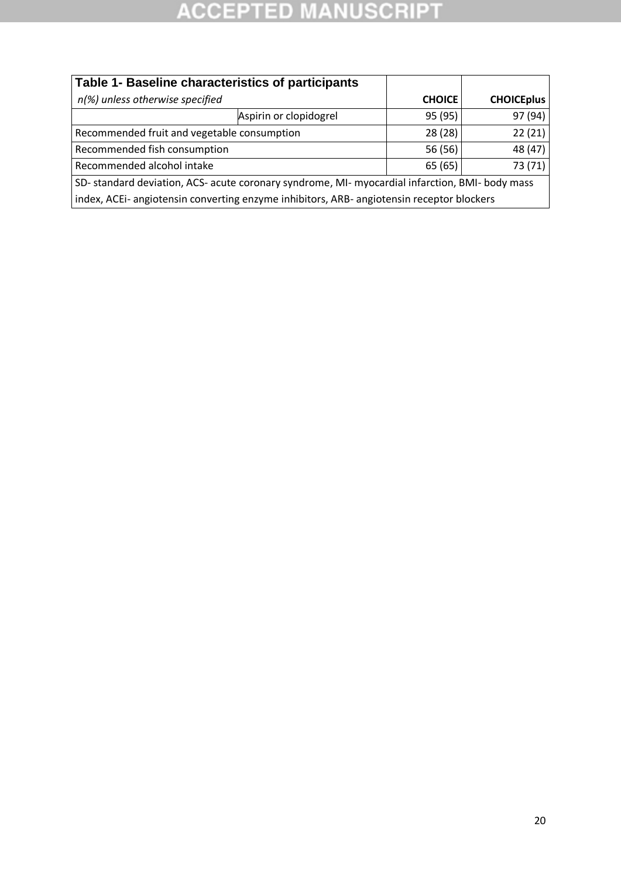| **Table 1- Baseline characteristics of participants** *n(%) unless otherwise specified* | | **CHOICE** | **CHOICEplus** |
|---|---|---|---|
| | Aspirin or clopidogrel | 95 (95) | 97 (94) |
| Recommended fruit and vegetable consumption | | 28 (28) | 22 (21) |
| Recommended fish consumption | | 56 (56) | 48 (47) |
| Recommended alcohol intake | | 65 (65) | 73 (71) |

SD- standard deviation, ACS- acute coronary syndrome, MI- myocardial infarction, BMI- body mass index, ACEi- angiotensin converting enzyme inhibitors, ARB- angiotensin receptor blockers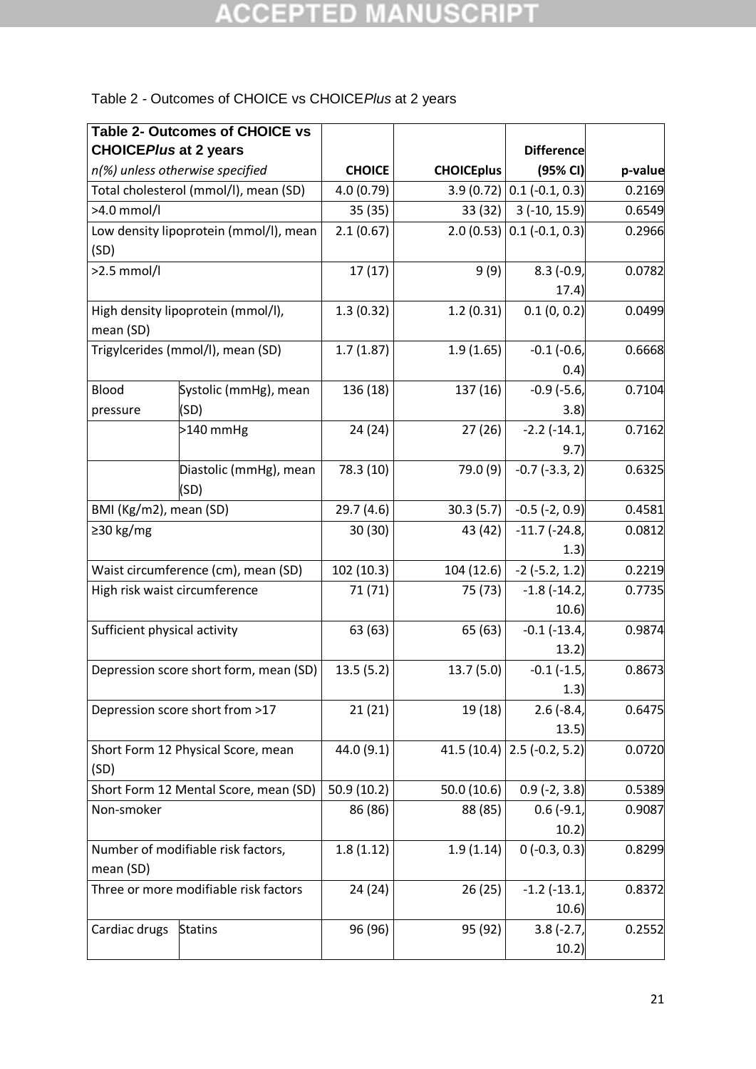Table 2 - Outcomes of CHOICE vs CHOICE*Plus* at 2 years

| **Table 2- Outcomes of CHOICE vs CHOICE*Plus* at 2 years** *n(%) unless otherwise specified* | | **CHOICE** | **CHOICEplus** | **Difference (95% CI)** | **p-value** |
|---|---|---|---|---|---|
| Total cholesterol (mmol/l), mean (SD) | | 4.0 (0.79) | 3.9 (0.72) | 0.1 (-0.1, 0.3) | 0.2169 |
| >4.0 mmol/l | | 35 (35) | 33 (32) | 3 (-10, 15.9) | 0.6549 |
| Low density lipoprotein (mmol/l), mean (SD) | | 2.1 (0.67) | 2.0 (0.53) | 0.1 (-0.1, 0.3) | 0.2966 |
| >2.5 mmol/l | | 17 (17) | 9 (9) | 8.3 (-0.9, 17.4) | 0.0782 |
| High density lipoprotein (mmol/l), mean (SD) | | 1.3 (0.32) | 1.2 (0.31) | 0.1 (0, 0.2) | 0.0499 |
| Trigylcerides (mmol/l), mean (SD) | | 1.7 (1.87) | 1.9 (1.65) | -0.1 (-0.6, 0.4) | 0.6668 |
| Blood pressure | Systolic (mmHg), mean (SD) | 136 (18) | 137 (16) | -0.9 (-5.6, 3.8) | 0.7104 |
| | >140 mmHg | 24 (24) | 27 (26) | -2.2 (-14.1, 9.7) | 0.7162 |
| | Diastolic (mmHg), mean (SD) | 78.3 (10) | 79.0 (9) | -0.7 (-3.3, 2) | 0.6325 |
| BMI (Kg/m2), mean (SD) | | 29.7 (4.6) | 30.3 (5.7) | -0.5 (-2, 0.9) | 0.4581 |
| ≥30 kg/mg | | 30 (30) | 43 (42) | -11.7 (-24.8, 1.3) | 0.0812 |
| Waist circumference (cm), mean (SD) | | 102 (10.3) | 104 (12.6) | -2 (-5.2, 1.2) | 0.2219 |
| High risk waist circumference | | 71 (71) | 75 (73) | -1.8 (-14.2, 10.6) | 0.7735 |
| Sufficient physical activity | | 63 (63) | 65 (63) | -0.1 (-13.4, 13.2) | 0.9874 |
| Depression score short form, mean (SD) | | 13.5 (5.2) | 13.7 (5.0) | -0.1 (-1.5, 1.3) | 0.8673 |
| Depression score short from >17 | | 21 (21) | 19 (18) | 2.6 (-8.4, 13.5) | 0.6475 |
| Short Form 12 Physical Score, mean (SD) | | 44.0 (9.1) | 41.5 (10.4) | 2.5 (-0.2, 5.2) | 0.0720 |
| Short Form 12 Mental Score, mean (SD) | | 50.9 (10.2) | 50.0 (10.6) | 0.9 (-2, 3.8) | 0.5389 |
| Non-smoker | | 86 (86) | 88 (85) | 0.6 (-9.1, 10.2) | 0.9087 |
| Number of modifiable risk factors, mean (SD) | | 1.8 (1.12) | 1.9 (1.14) | 0 (-0.3, 0.3) | 0.8299 |
| Three or more modifiable risk factors | | 24 (24) | 26 (25) | -1.2 (-13.1, 10.6) | 0.8372 |
| Cardiac drugs | Statins | 96 (96) | 95 (92) | 3.8 (-2.7, 10.2) | 0.2552 |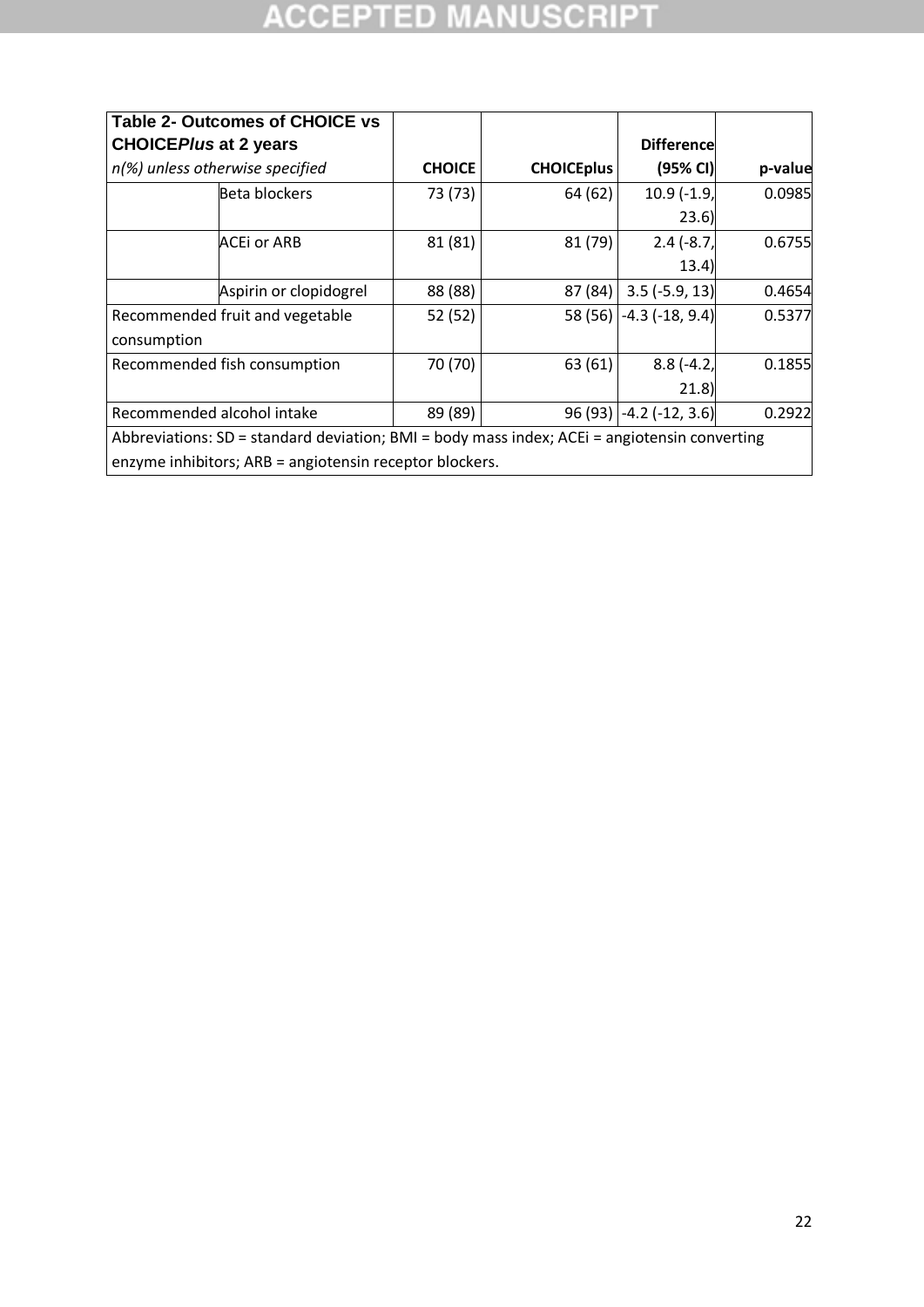| **Table 2- Outcomes of CHOICE vs CHOICE*Plus* at 2 years** *n(%) unless otherwise specified* | | **CHOICE** | **CHOICEplus** | **Difference (95% CI)** | **p-value** |
|---|---|---|---|---|---|
| | Beta blockers | 73 (73) | 64 (62) | 10.9 (-1.9, 23.6) | 0.0985 |
| | ACEi or ARB | 81 (81) | 81 (79) | 2.4 (-8.7, 13.4) | 0.6755 |
| | Aspirin or clopidogrel | 88 (88) | 87 (84) | 3.5 (-5.9, 13) | 0.4654 |
| Recommended fruit and vegetable consumption | | 52 (52) | 58 (56) | -4.3 (-18, 9.4) | 0.5377 |
| Recommended fish consumption | | 70 (70) | 63 (61) | 8.8 (-4.2, 21.8) | 0.1855 |
| Recommended alcohol intake | | 89 (89) | 96 (93) | -4.2 (-12, 3.6) | 0.2922 |

Abbreviations: SD = standard deviation; BMI = body mass index; ACEi = angiotensin converting enzyme inhibitors; ARB = angiotensin receptor blockers.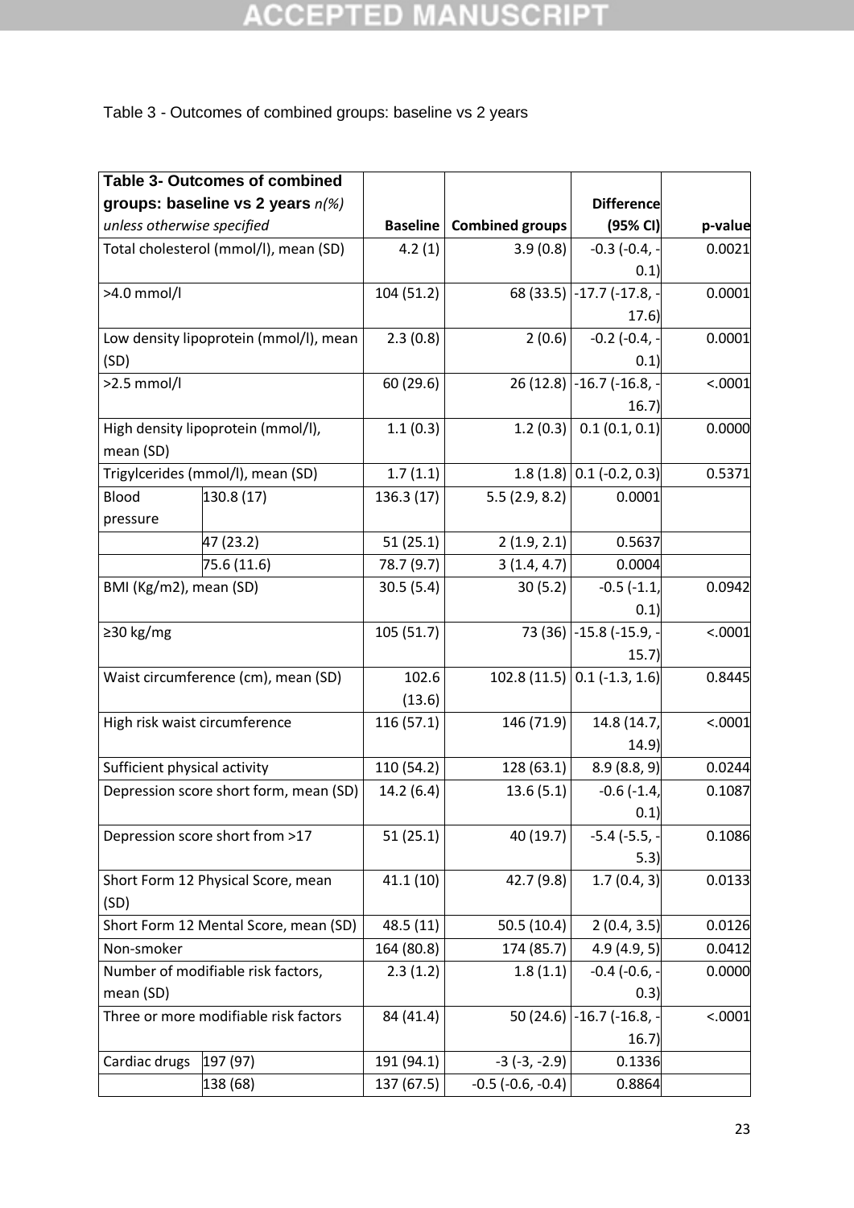Table 3 - Outcomes of combined groups: baseline vs 2 years

| **Table 3- Outcomes of combined groups: baseline vs 2 years** *n(%) unless otherwise specified* | | **Baseline** | **Combined groups** | **Difference (95% CI)** | **p-value** |
|---|---|---|---|---|---|
| Total cholesterol (mmol/l), mean (SD) | | 4.2 (1) | 3.9 (0.8) | -0.3 (-0.4, -0.1) | 0.0021 |
| >4.0 mmol/l | | 104 (51.2) | 68 (33.5) | -17.7 (-17.8, -17.6) | 0.0001 |
| Low density lipoprotein (mmol/l), mean (SD) | | 2.3 (0.8) | 2 (0.6) | -0.2 (-0.4, -0.1) | 0.0001 |
| >2.5 mmol/l | | 60 (29.6) | 26 (12.8) | -16.7 (-16.8, -16.7) | <.0001 |
| High density lipoprotein (mmol/l), mean (SD) | | 1.1 (0.3) | 1.2 (0.3) | 0.1 (0.1, 0.1) | 0.0000 |
| Trigylcerides (mmol/l), mean (SD) | | 1.7 (1.1) | 1.8 (1.8) | 0.1 (-0.2, 0.3) | 0.5371 |
| Blood pressure | 130.8 (17) | 136.3 (17) | 5.5 (2.9, 8.2) | 0.0001 | |
| | 47 (23.2) | 51 (25.1) | 2 (1.9, 2.1) | 0.5637 | |
| | 75.6 (11.6) | 78.7 (9.7) | 3 (1.4, 4.7) | 0.0004 | |
| BMI (Kg/m2), mean (SD) | | 30.5 (5.4) | 30 (5.2) | -0.5 (-1.1, 0.1) | 0.0942 |
| ≥30 kg/mg | | 105 (51.7) | 73 (36) | -15.8 (-15.9, -15.7) | <.0001 |
| Waist circumference (cm), mean (SD) | | 102.6 (13.6) | 102.8 (11.5) | 0.1 (-1.3, 1.6) | 0.8445 |
| High risk waist circumference | | 116 (57.1) | 146 (71.9) | 14.8 (14.7, 14.9) | <.0001 |
| Sufficient physical activity | | 110 (54.2) | 128 (63.1) | 8.9 (8.8, 9) | 0.0244 |
| Depression score short form, mean (SD) | | 14.2 (6.4) | 13.6 (5.1) | -0.6 (-1.4, 0.1) | 0.1087 |
| Depression score short from >17 | | 51 (25.1) | 40 (19.7) | -5.4 (-5.5, -5.3) | 0.1086 |
| Short Form 12 Physical Score, mean (SD) | | 41.1 (10) | 42.7 (9.8) | 1.7 (0.4, 3) | 0.0133 |
| Short Form 12 Mental Score, mean (SD) | | 48.5 (11) | 50.5 (10.4) | 2 (0.4, 3.5) | 0.0126 |
| Non-smoker | | 164 (80.8) | 174 (85.7) | 4.9 (4.9, 5) | 0.0412 |
| Number of modifiable risk factors, mean (SD) | | 2.3 (1.2) | 1.8 (1.1) | -0.4 (-0.6, -0.3) | 0.0000 |
| Three or more modifiable risk factors | | 84 (41.4) | 50 (24.6) | -16.7 (-16.8, -16.7) | <.0001 |
| Cardiac drugs | 197 (97) | 191 (94.1) | -3 (-3, -2.9) | 0.1336 | |
| | 138 (68) | 137 (67.5) | -0.5 (-0.6, -0.4) | 0.8864 | |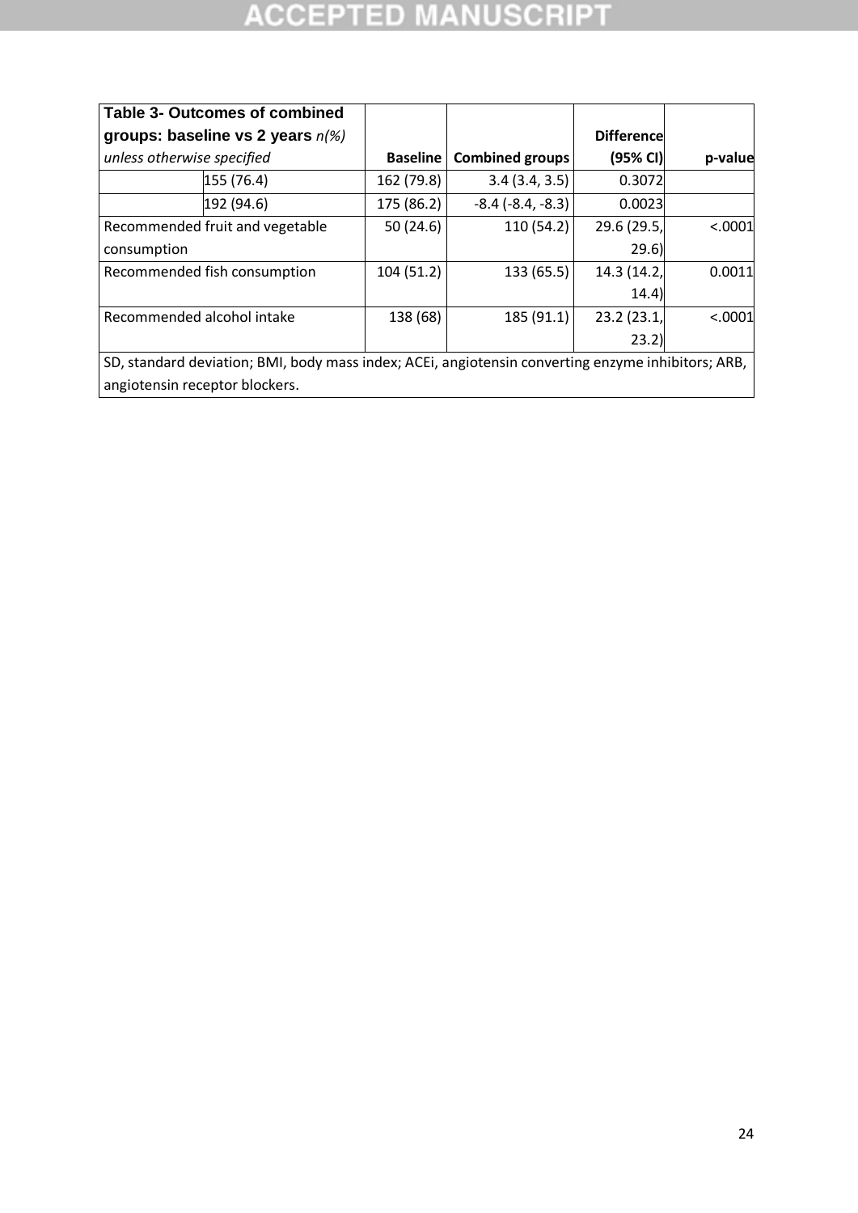| Table 3- Outcomes of combined groups: baseline vs 2 years *n(%) unless otherwise specified* | Baseline | Combined groups | Difference (95% CI) | p-value |
|---|---|---|---|---|
| 155 (76.4) | 162 (79.8) | 3.4 (3.4, 3.5) | 0.3072 | |
| 192 (94.6) | 175 (86.2) | -8.4 (-8.4, -8.3) | 0.0023 | |
| Recommended fruit and vegetable consumption | 50 (24.6) | 110 (54.2) | 29.6 (29.5, 29.6) | <.0001 |
| Recommended fish consumption | 104 (51.2) | 133 (65.5) | 14.3 (14.2, 14.4) | 0.0011 |
| Recommended alcohol intake | 138 (68) | 185 (91.1) | 23.2 (23.1, 23.2) | <.0001 |

SD, standard deviation; BMI, body mass index; ACEi, angiotensin converting enzyme inhibitors; ARB, angiotensin receptor blockers.